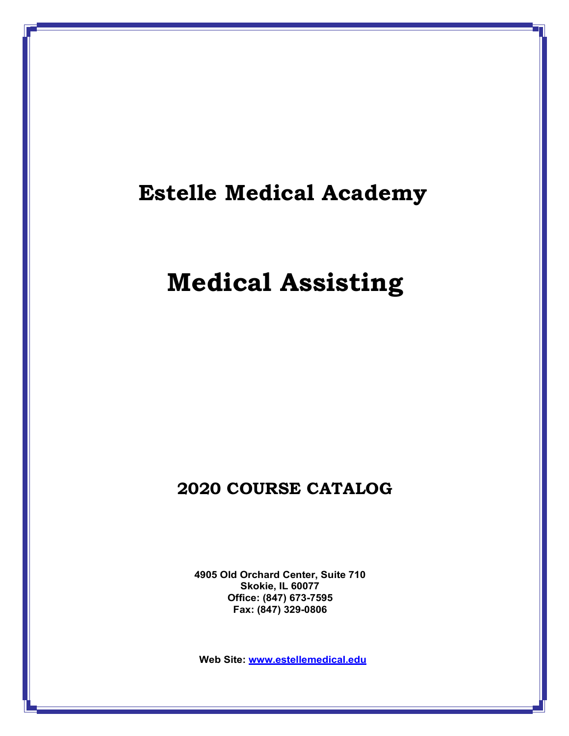# Estelle Medical Academy

# Medical Assisting

## 2020 COURSE CATALOG

**4905 Old Orchard Center, Suite 710**
**Skokie, IL 60077**
**Office: (847) 673-7595**
**Fax: (847) 329-0806**

**Web Site: www.estellemedical.edu**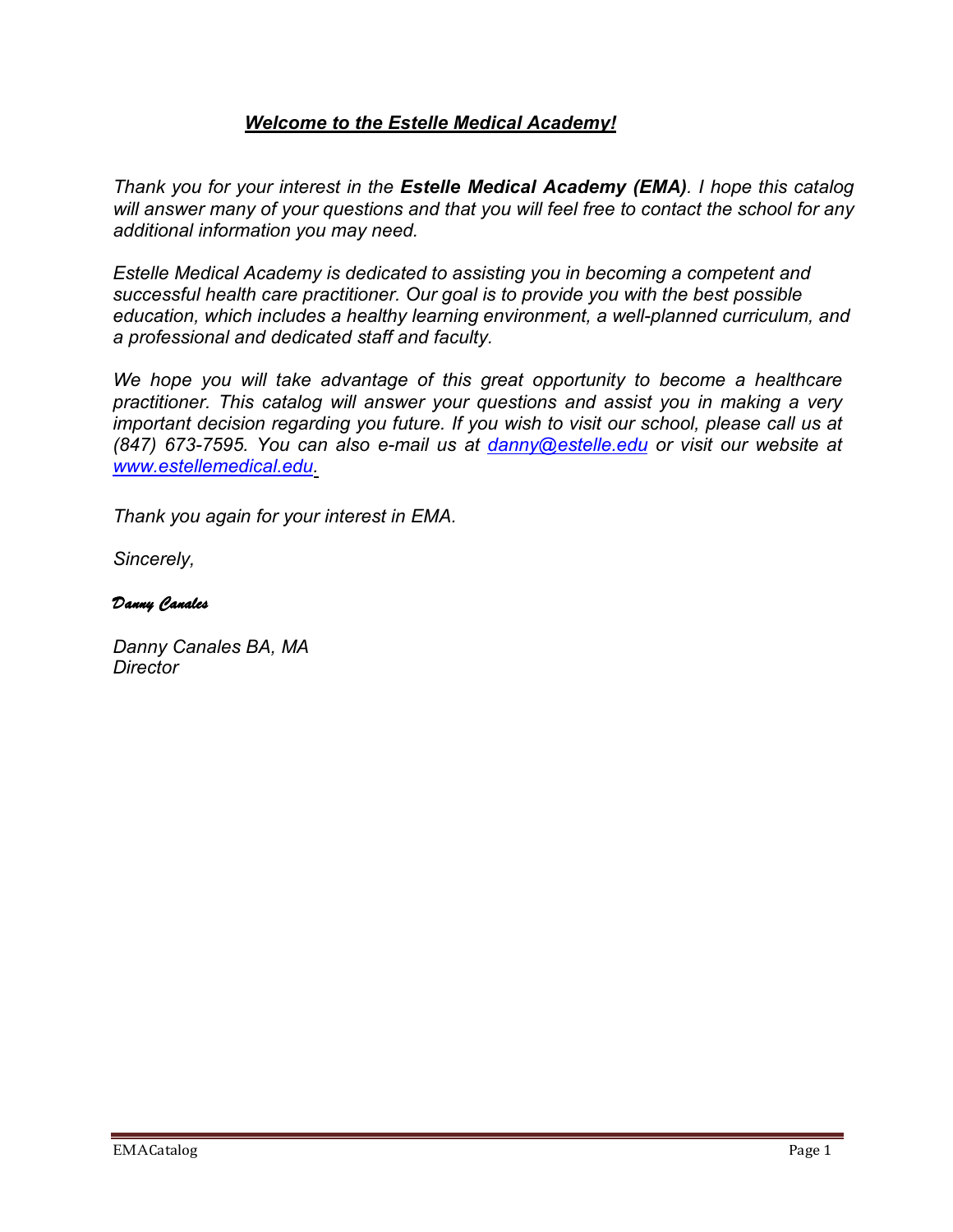## ***Welcome to the Estelle Medical Academy!***

*Thank you for your interest in the **Estelle Medical Academy (EMA)**. I hope this catalog will answer many of your questions and that you will feel free to contact the school for any additional information you may need.*

*Estelle Medical Academy is dedicated to assisting you in becoming a competent and successful health care practitioner. Our goal is to provide you with the best possible education, which includes a healthy learning environment, a well-planned curriculum, and a professional and dedicated staff and faculty.*

*We hope you will take advantage of this great opportunity to become a healthcare practitioner. This catalog will answer your questions and assist you in making a very important decision regarding you future. If you wish to visit our school, please call us at (847) 673-7595. You can also e-mail us at danny@estelle.edu or visit our website at www.estellemedical.edu.*

*Thank you again for your interest in EMA.*

*Sincerely,*

*Danny Canales*

*Danny Canales BA, MA*
*Director*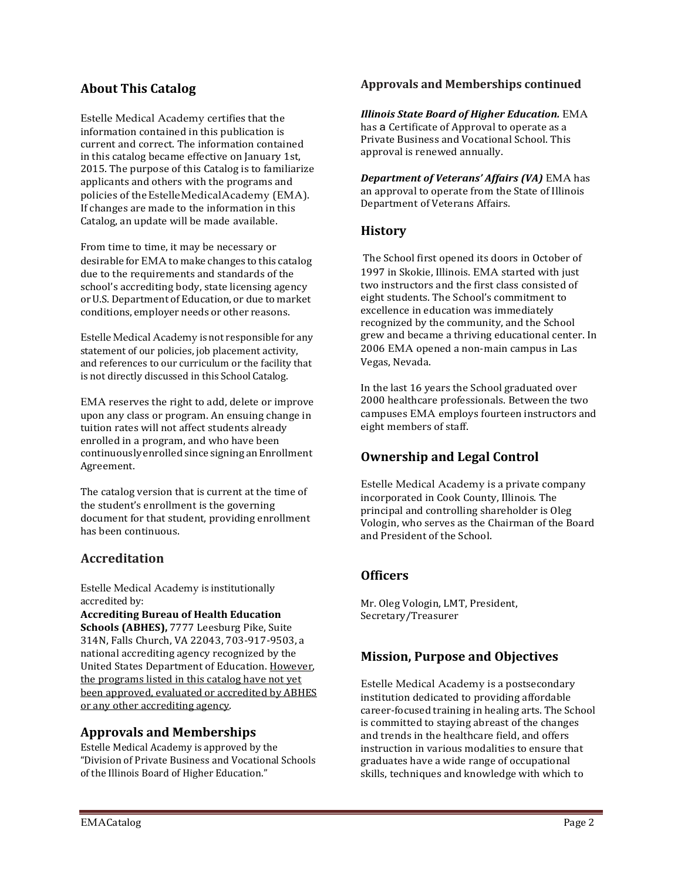## About This Catalog

Estelle Medical Academy certifies that the information contained in this publication is current and correct. The information contained in this catalog became effective on January 1st, 2015. The purpose of this Catalog is to familiarize applicants and others with the programs and policies of the Estelle Medical Academy (EMA). If changes are made to the information in this Catalog, an update will be made available.

From time to time, it may be necessary or desirable for EMA to make changes to this catalog due to the requirements and standards of the school's accrediting body, state licensing agency or U.S. Department of Education, or due to market conditions, employer needs or other reasons.

Estelle Medical Academy is not responsible for any statement of our policies, job placement activity, and references to our curriculum or the facility that is not directly discussed in this School Catalog.

EMA reserves the right to add, delete or improve upon any class or program. An ensuing change in tuition rates will not affect students already enrolled in a program, and who have been continuously enrolled since signing an Enrollment Agreement.

The catalog version that is current at the time of the student's enrollment is the governing document for that student, providing enrollment has been continuous.

## Accreditation

Estelle Medical Academy is institutionally accredited by:
**Accrediting Bureau of Health Education Schools (ABHES),** 7777 Leesburg Pike, Suite 314N, Falls Church, VA 22043, 703-917-9503, a national accrediting agency recognized by the United States Department of Education. <u>However, the programs listed in this catalog have not yet been approved, evaluated or accredited by ABHES or any other accrediting agency</u>.

## Approvals and Memberships

Estelle Medical Academy is approved by the "Division of Private Business and Vocational Schools of the Illinois Board of Higher Education."

### Approvals and Memberships continued

***Illinois State Board of Higher Education.*** EMA has a Certificate of Approval to operate as a Private Business and Vocational School. This approval is renewed annually.

***Department of Veterans' Affairs (VA)*** EMA has an approval to operate from the State of Illinois Department of Veterans Affairs.

## History

The School first opened its doors in October of 1997 in Skokie, Illinois. EMA started with just two instructors and the first class consisted of eight students. The School's commitment to excellence in education was immediately recognized by the community, and the School grew and became a thriving educational center. In 2006 EMA opened a non-main campus in Las Vegas, Nevada.

In the last 16 years the School graduated over 2000 healthcare professionals. Between the two campuses EMA employs fourteen instructors and eight members of staff.

## Ownership and Legal Control

Estelle Medical Academy is a private company incorporated in Cook County, Illinois. The principal and controlling shareholder is Oleg Vologin, who serves as the Chairman of the Board and President of the School.

## Officers

Mr. Oleg Vologin, LMT, President, Secretary/Treasurer

## Mission, Purpose and Objectives

Estelle Medical Academy is a postsecondary institution dedicated to providing affordable career-focused training in healing arts. The School is committed to staying abreast of the changes and trends in the healthcare field, and offers instruction in various modalities to ensure that graduates have a wide range of occupational skills, techniques and knowledge with which to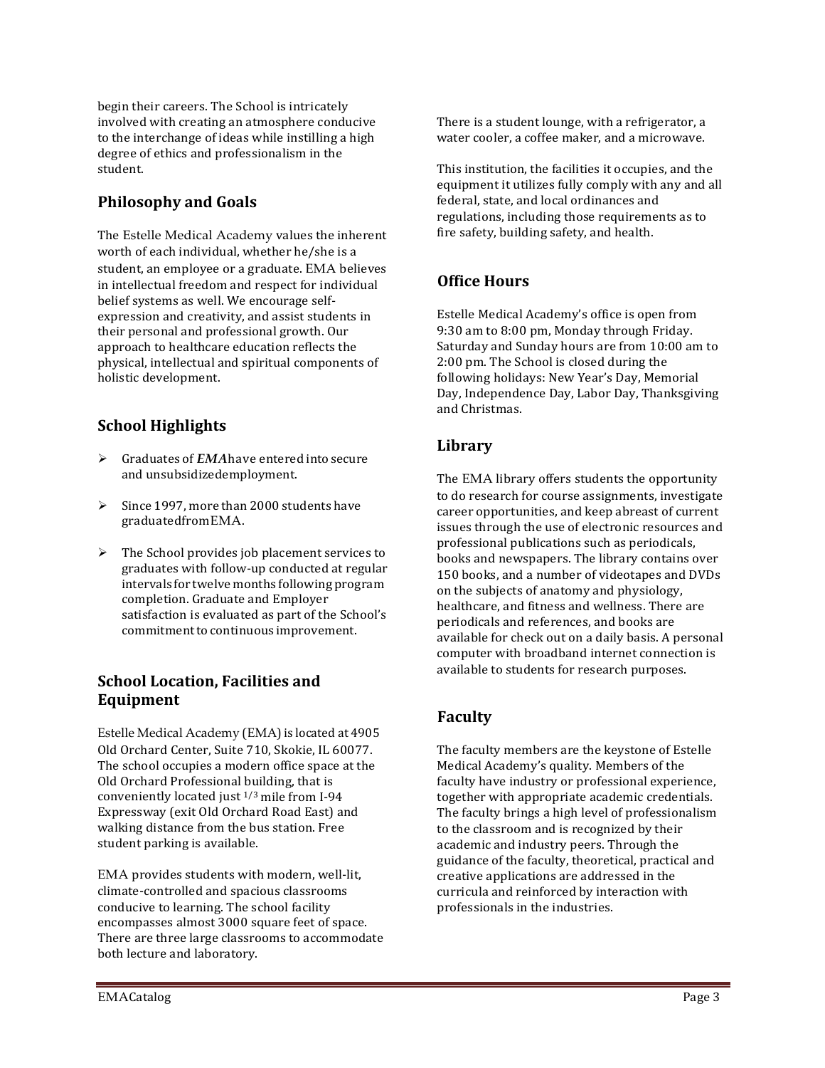begin their careers. The School is intricately involved with creating an atmosphere conducive to the interchange of ideas while instilling a high degree of ethics and professionalism in the student.

## Philosophy and Goals

The Estelle Medical Academy values the inherent worth of each individual, whether he/she is a student, an employee or a graduate. EMA believes in intellectual freedom and respect for individual belief systems as well. We encourage self-expression and creativity, and assist students in their personal and professional growth. Our approach to healthcare education reflects the physical, intellectual and spiritual components of holistic development.

## School Highlights

- Graduates of ***EMA*** have entered into secure and unsubsidized employment.
- Since 1997, more than 2000 students have graduated from EMA.
- The School provides job placement services to graduates with follow-up conducted at regular intervals for twelve months following program completion. Graduate and Employer satisfaction is evaluated as part of the School's commitment to continuous improvement.

## School Location, Facilities and Equipment

Estelle Medical Academy (EMA) is located at 4905 Old Orchard Center, Suite 710, Skokie, IL 60077. The school occupies a modern office space at the Old Orchard Professional building, that is conveniently located just 1/3 mile from I-94 Expressway (exit Old Orchard Road East) and walking distance from the bus station. Free student parking is available.

EMA provides students with modern, well-lit, climate-controlled and spacious classrooms conducive to learning. The school facility encompasses almost 3000 square feet of space. There are three large classrooms to accommodate both lecture and laboratory.

There is a student lounge, with a refrigerator, a water cooler, a coffee maker, and a microwave.

This institution, the facilities it occupies, and the equipment it utilizes fully comply with any and all federal, state, and local ordinances and regulations, including those requirements as to fire safety, building safety, and health.

## Office Hours

Estelle Medical Academy's office is open from 9:30 am to 8:00 pm, Monday through Friday. Saturday and Sunday hours are from 10:00 am to 2:00 pm. The School is closed during the following holidays: New Year's Day, Memorial Day, Independence Day, Labor Day, Thanksgiving and Christmas.

## Library

The EMA library offers students the opportunity to do research for course assignments, investigate career opportunities, and keep abreast of current issues through the use of electronic resources and professional publications such as periodicals, books and newspapers. The library contains over 150 books, and a number of videotapes and DVDs on the subjects of anatomy and physiology, healthcare, and fitness and wellness. There are periodicals and references, and books are available for check out on a daily basis. A personal computer with broadband internet connection is available to students for research purposes.

## Faculty

The faculty members are the keystone of Estelle Medical Academy's quality. Members of the faculty have industry or professional experience, together with appropriate academic credentials. The faculty brings a high level of professionalism to the classroom and is recognized by their academic and industry peers. Through the guidance of the faculty, theoretical, practical and creative applications are addressed in the curricula and reinforced by interaction with professionals in the industries.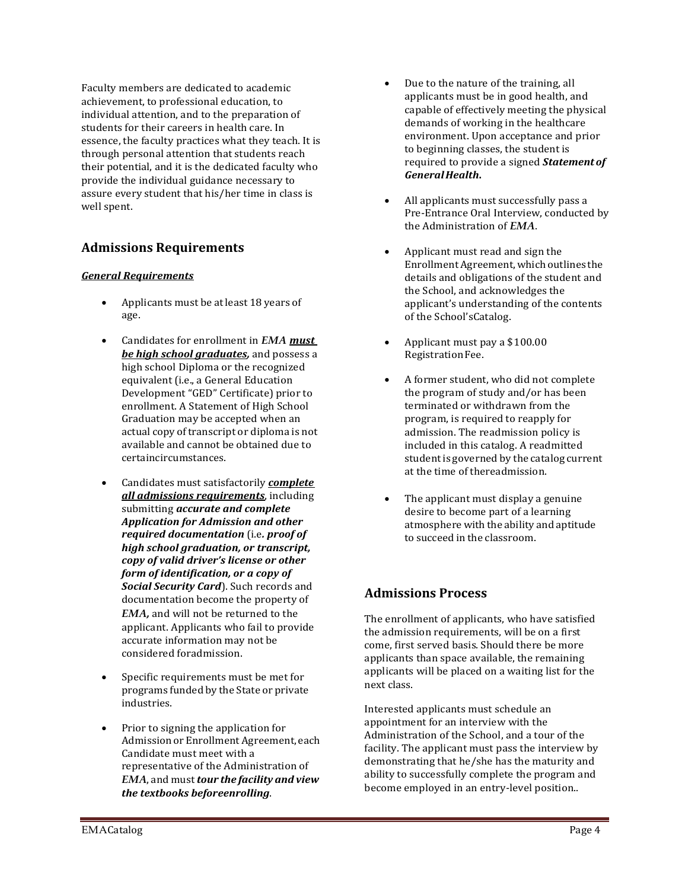Faculty members are dedicated to academic achievement, to professional education, to individual attention, and to the preparation of students for their careers in health care. In essence, the faculty practices what they teach. It is through personal attention that students reach their potential, and it is the dedicated faculty who provide the individual guidance necessary to assure every student that his/her time in class is well spent.

## Admissions Requirements

***General Requirements***

- Applicants must be at least 18 years of age.
- Candidates for enrollment in *EMA* ***must be high school graduates,*** and possess a high school Diploma or the recognized equivalent (i.e., a General Education Development "GED" Certificate) prior to enrollment. A Statement of High School Graduation may be accepted when an actual copy of transcript or diploma is not available and cannot be obtained due to certaincircumstances.
- Candidates must satisfactorily ***complete all admissions requirements***, including submitting ***accurate and complete Application for Admission and other required documentation*** (i.e. ***proof of high school graduation, or transcript, copy of valid driver's license or other form of identification, or a copy of Social Security Card***). Such records and documentation become the property of *EMA,* and will not be returned to the applicant. Applicants who fail to provide accurate information may not be considered foradmission.
- Specific requirements must be met for programs funded by the State or private industries.
- Prior to signing the application for Admission or Enrollment Agreement, each Candidate must meet with a representative of the Administration of *EMA*, and must ***tour the facility and view the textbooks beforeenrolling***.
- Due to the nature of the training, all applicants must be in good health, and capable of effectively meeting the physical demands of working in the healthcare environment. Upon acceptance and prior to beginning classes, the student is required to provide a signed ***Statement of GeneralHealth***.
- All applicants must successfully pass a Pre-Entrance Oral Interview, conducted by the Administration of *EMA*.
- Applicant must read and sign the Enrollment Agreement, which outlines the details and obligations of the student and the School, and acknowledges the applicant's understanding of the contents of the School'sCatalog.
- Applicant must pay a $100.00 RegistrationFee.
- A former student, who did not complete the program of study and/or has been terminated or withdrawn from the program, is required to reapply for admission. The readmission policy is included in this catalog. A readmitted student is governed by the catalog current at the time of thereadmission.
- The applicant must display a genuine desire to become part of a learning atmosphere with the ability and aptitude to succeed in the classroom.

## Admissions Process

The enrollment of applicants, who have satisfied the admission requirements, will be on a first come, first served basis. Should there be more applicants than space available, the remaining applicants will be placed on a waiting list for the next class.

Interested applicants must schedule an appointment for an interview with the Administration of the School, and a tour of the facility. The applicant must pass the interview by demonstrating that he/she has the maturity and ability to successfully complete the program and become employed in an entry-level position..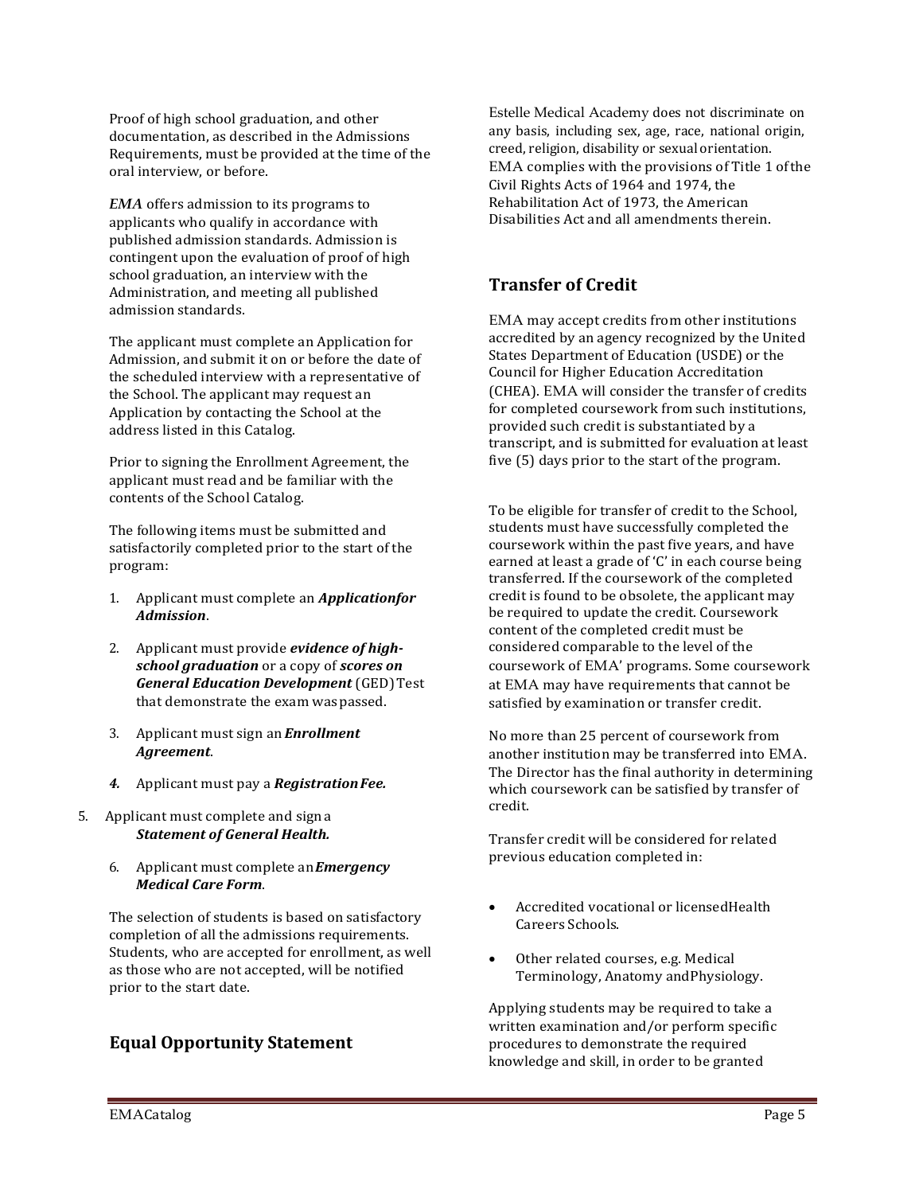Proof of high school graduation, and other documentation, as described in the Admissions Requirements, must be provided at the time of the oral interview, or before.

*EMA* offers admission to its programs to applicants who qualify in accordance with published admission standards. Admission is contingent upon the evaluation of proof of high school graduation, an interview with the Administration, and meeting all published admission standards.

The applicant must complete an Application for Admission, and submit it on or before the date of the scheduled interview with a representative of the School. The applicant may request an Application by contacting the School at the address listed in this Catalog.

Prior to signing the Enrollment Agreement, the applicant must read and be familiar with the contents of the School Catalog.

The following items must be submitted and satisfactorily completed prior to the start of the program:

1. Applicant must complete an ***Applicationfor Admission***.
2. Applicant must provide ***evidence of high-school graduation*** or a copy of ***scores on General Education Development*** (GED) Test that demonstrate the exam was passed.
3. Applicant must sign an ***Enrollment Agreement***.
4. Applicant must pay a ***Registration Fee.***
5. Applicant must complete and sign a ***Statement of General Health.***
6. Applicant must complete an ***Emergency Medical Care Form***.

The selection of students is based on satisfactory completion of all the admissions requirements. Students, who are accepted for enrollment, as well as those who are not accepted, will be notified prior to the start date.

## Equal Opportunity Statement

Estelle Medical Academy does not discriminate on any basis, including sex, age, race, national origin, creed, religion, disability or sexual orientation. EMA complies with the provisions of Title 1 of the Civil Rights Acts of 1964 and 1974, the Rehabilitation Act of 1973, the American Disabilities Act and all amendments therein.

## Transfer of Credit

EMA may accept credits from other institutions accredited by an agency recognized by the United States Department of Education (USDE) or the Council for Higher Education Accreditation (CHEA). EMA will consider the transfer of credits for completed coursework from such institutions, provided such credit is substantiated by a transcript, and is submitted for evaluation at least five (5) days prior to the start of the program.

To be eligible for transfer of credit to the School, students must have successfully completed the coursework within the past five years, and have earned at least a grade of 'C' in each course being transferred. If the coursework of the completed credit is found to be obsolete, the applicant may be required to update the credit. Coursework content of the completed credit must be considered comparable to the level of the coursework of EMA' programs. Some coursework at EMA may have requirements that cannot be satisfied by examination or transfer credit.

No more than 25 percent of coursework from another institution may be transferred into EMA. The Director has the final authority in determining which coursework can be satisfied by transfer of credit.

Transfer credit will be considered for related previous education completed in:

- Accredited vocational or licensedHealth Careers Schools.
- Other related courses, e.g. Medical Terminology, Anatomy andPhysiology.

Applying students may be required to take a written examination and/or perform specific procedures to demonstrate the required knowledge and skill, in order to be granted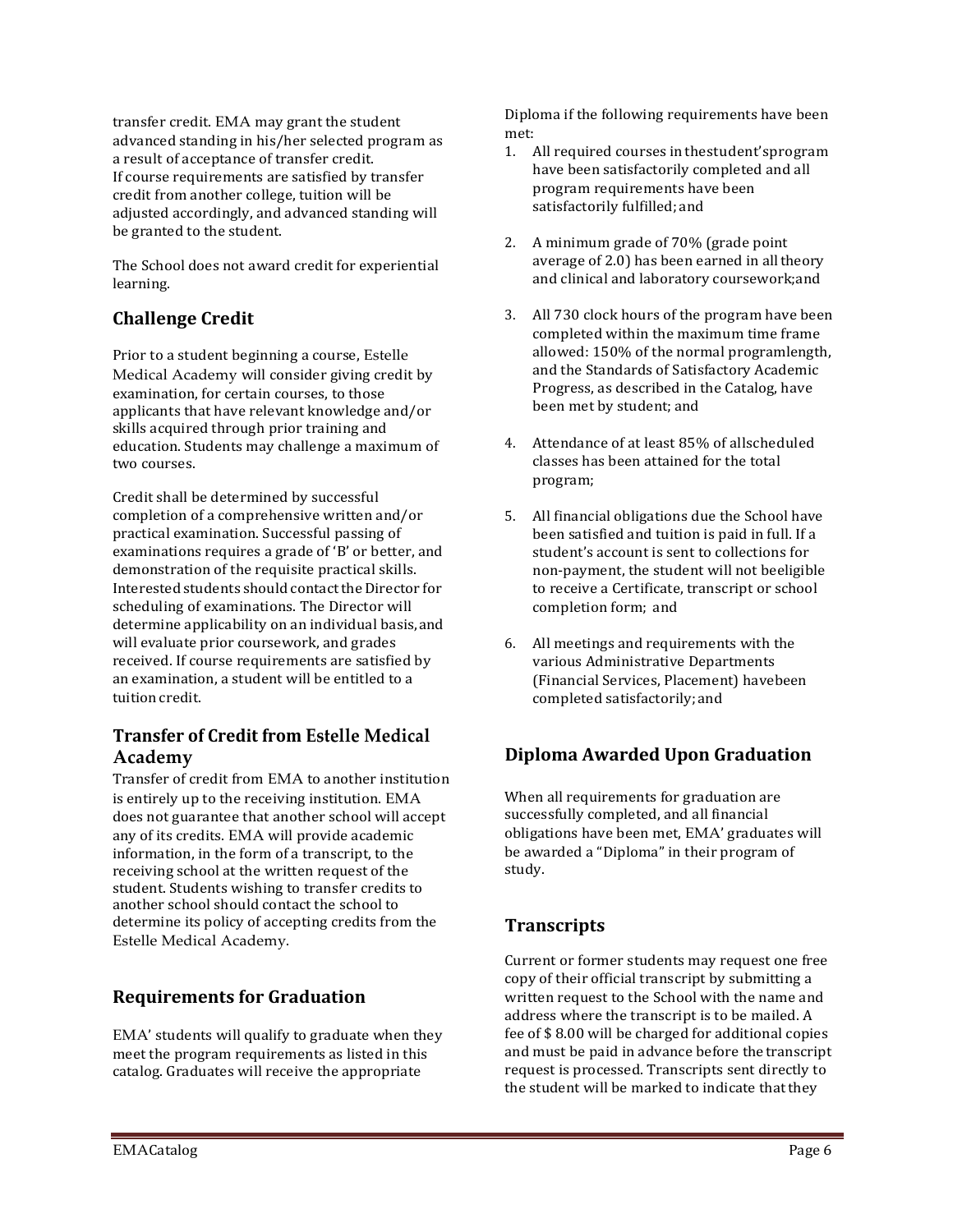transfer credit. EMA may grant the student advanced standing in his/her selected program as a result of acceptance of transfer credit. If course requirements are satisfied by transfer credit from another college, tuition will be adjusted accordingly, and advanced standing will be granted to the student.

The School does not award credit for experiential learning.

## Challenge Credit

Prior to a student beginning a course, Estelle Medical Academy will consider giving credit by examination, for certain courses, to those applicants that have relevant knowledge and/or skills acquired through prior training and education. Students may challenge a maximum of two courses.

Credit shall be determined by successful completion of a comprehensive written and/or practical examination. Successful passing of examinations requires a grade of 'B' or better, and demonstration of the requisite practical skills. Interested students should contact the Director for scheduling of examinations. The Director will determine applicability on an individual basis, and will evaluate prior coursework, and grades received. If course requirements are satisfied by an examination, a student will be entitled to a tuition credit.

## Transfer of Credit from Estelle Medical Academy

Transfer of credit from EMA to another institution is entirely up to the receiving institution. EMA does not guarantee that another school will accept any of its credits. EMA will provide academic information, in the form of a transcript, to the receiving school at the written request of the student. Students wishing to transfer credits to another school should contact the school to determine its policy of accepting credits from the Estelle Medical Academy.

## Requirements for Graduation

EMA' students will qualify to graduate when they meet the program requirements as listed in this catalog. Graduates will receive the appropriate Diploma if the following requirements have been met:

1. All required courses in the student's program have been satisfactorily completed and all program requirements have been satisfactorily fulfilled; and
2. A minimum grade of 70% (grade point average of 2.0) has been earned in all theory and clinical and laboratory coursework; and
3. All 730 clock hours of the program have been completed within the maximum time frame allowed: 150% of the normal program length, and the Standards of Satisfactory Academic Progress, as described in the Catalog, have been met by student; and
4. Attendance of at least 85% of all scheduled classes has been attained for the total program;
5. All financial obligations due the School have been satisfied and tuition is paid in full. If a student's account is sent to collections for non-payment, the student will not be eligible to receive a Certificate, transcript or school completion form; and
6. All meetings and requirements with the various Administrative Departments (Financial Services, Placement) have been completed satisfactorily; and

## Diploma Awarded Upon Graduation

When all requirements for graduation are successfully completed, and all financial obligations have been met, EMA' graduates will be awarded a "Diploma" in their program of study.

## Transcripts

Current or former students may request one free copy of their official transcript by submitting a written request to the School with the name and address where the transcript is to be mailed. A fee of $ 8.00 will be charged for additional copies and must be paid in advance before the transcript request is processed. Transcripts sent directly to the student will be marked to indicate that they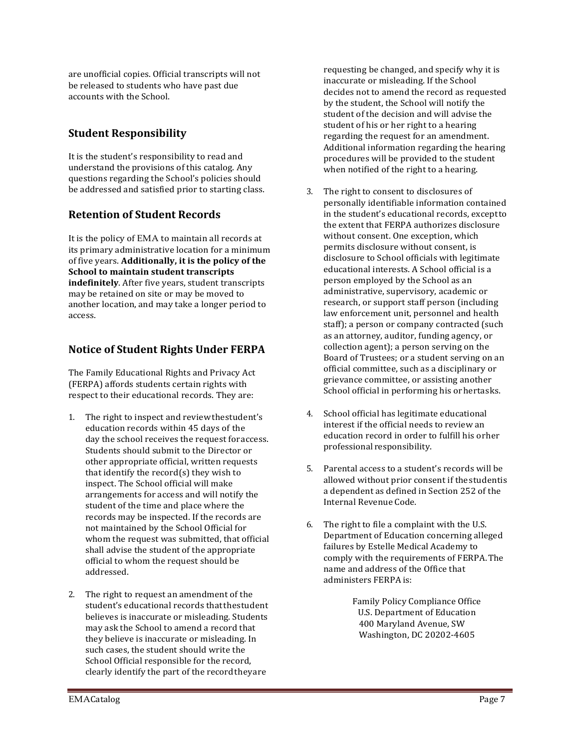are unofficial copies. Official transcripts will not be released to students who have past due accounts with the School.

## Student Responsibility

It is the student's responsibility to read and understand the provisions of this catalog. Any questions regarding the School's policies should be addressed and satisfied prior to starting class.

## Retention of Student Records

It is the policy of EMA to maintain all records at its primary administrative location for a minimum of five years. **Additionally, it is the policy of the School to maintain student transcripts indefinitely**. After five years, student transcripts may be retained on site or may be moved to another location, and may take a longer period to access.

## Notice of Student Rights Under FERPA

The Family Educational Rights and Privacy Act (FERPA) affords students certain rights with respect to their educational records. They are:

1. The right to inspect and review the student's education records within 45 days of the day the school receives the request for access. Students should submit to the Director or other appropriate official, written requests that identify the record(s) they wish to inspect. The School official will make arrangements for access and will notify the student of the time and place where the records may be inspected. If the records are not maintained by the School Official for whom the request was submitted, that official shall advise the student of the appropriate official to whom the request should be addressed.

2. The right to request an amendment of the student's educational records that the student believes is inaccurate or misleading. Students may ask the School to amend a record that they believe is inaccurate or misleading. In such cases, the student should write the School Official responsible for the record, clearly identify the part of the record they are requesting be changed, and specify why it is inaccurate or misleading. If the School decides not to amend the record as requested by the student, the School will notify the student of the decision and will advise the student of his or her right to a hearing regarding the request for an amendment. Additional information regarding the hearing procedures will be provided to the student when notified of the right to a hearing.

3. The right to consent to disclosures of personally identifiable information contained in the student's educational records, except to the extent that FERPA authorizes disclosure without consent. One exception, which permits disclosure without consent, is disclosure to School officials with legitimate educational interests. A School official is a person employed by the School as an administrative, supervisory, academic or research, or support staff person (including law enforcement unit, personnel and health staff); a person or company contracted (such as an attorney, auditor, funding agency, or collection agent); a person serving on the Board of Trustees; or a student serving on an official committee, such as a disciplinary or grievance committee, or assisting another School official in performing his or her tasks.

4. School official has legitimate educational interest if the official needs to review an education record in order to fulfill his or her professional responsibility.

5. Parental access to a student's records will be allowed without prior consent if the student is a dependent as defined in Section 252 of the Internal Revenue Code.

6. The right to file a complaint with the U.S. Department of Education concerning alleged failures by Estelle Medical Academy to comply with the requirements of FERPA. The name and address of the Office that administers FERPA is:

   Family Policy Compliance Office
   U.S. Department of Education
   400 Maryland Avenue, SW
   Washington, DC 20202-4605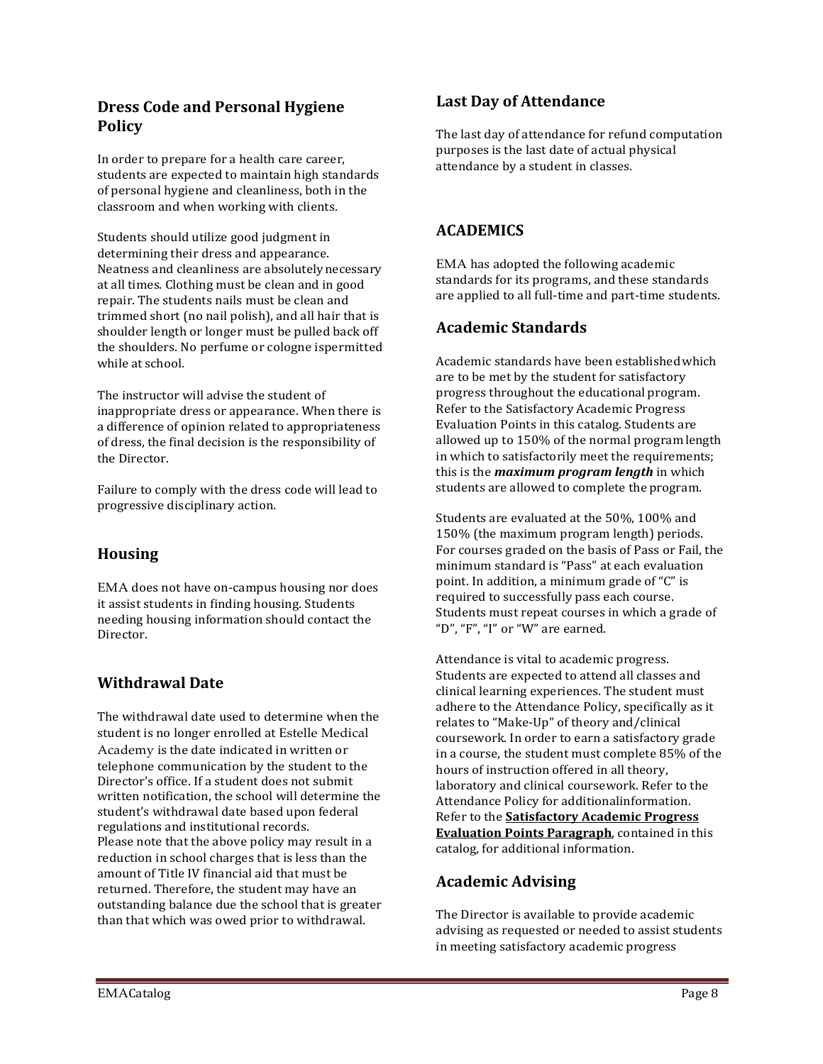## Dress Code and Personal Hygiene Policy

In order to prepare for a health care career, students are expected to maintain high standards of personal hygiene and cleanliness, both in the classroom and when working with clients.

Students should utilize good judgment in determining their dress and appearance. Neatness and cleanliness are absolutely necessary at all times. Clothing must be clean and in good repair. The students nails must be clean and trimmed short (no nail polish), and all hair that is shoulder length or longer must be pulled back off the shoulders. No perfume or cologne ispermitted while at school.

The instructor will advise the student of inappropriate dress or appearance. When there is a difference of opinion related to appropriateness of dress, the final decision is the responsibility of the Director.

Failure to comply with the dress code will lead to progressive disciplinary action.

## Housing

EMA does not have on-campus housing nor does it assist students in finding housing. Students needing housing information should contact the Director.

## Withdrawal Date

The withdrawal date used to determine when the student is no longer enrolled at Estelle Medical Academy is the date indicated in written or telephone communication by the student to the Director's office. If a student does not submit written notification, the school will determine the student's withdrawal date based upon federal regulations and institutional records.
Please note that the above policy may result in a reduction in school charges that is less than the amount of Title IV financial aid that must be returned. Therefore, the student may have an outstanding balance due the school that is greater than that which was owed prior to withdrawal.

## Last Day of Attendance

The last day of attendance for refund computation purposes is the last date of actual physical attendance by a student in classes.

# ACADEMICS

EMA has adopted the following academic standards for its programs, and these standards are applied to all full-time and part-time students.

## Academic Standards

Academic standards have been establishedwhich are to be met by the student for satisfactory progress throughout the educational program. Refer to the Satisfactory Academic Progress Evaluation Points in this catalog. Students are allowed up to 150% of the normal program length in which to satisfactorily meet the requirements; this is the ***maximum program length*** in which students are allowed to complete the program.

Students are evaluated at the 50%, 100% and 150% (the maximum program length) periods. For courses graded on the basis of Pass or Fail, the minimum standard is "Pass" at each evaluation point. In addition, a minimum grade of "C" is required to successfully pass each course. Students must repeat courses in which a grade of "D", "F", "I" or "W" are earned.

Attendance is vital to academic progress. Students are expected to attend all classes and clinical learning experiences. The student must adhere to the Attendance Policy, specifically as it relates to "Make-Up" of theory and/clinical coursework. In order to earn a satisfactory grade in a course, the student must complete 85% of the hours of instruction offered in all theory, laboratory and clinical coursework. Refer to the Attendance Policy for additionalinformation. Refer to the **Satisfactory Academic Progress Evaluation Points Paragraph**, contained in this catalog, for additional information.

## Academic Advising

The Director is available to provide academic advising as requested or needed to assist students in meeting satisfactory academic progress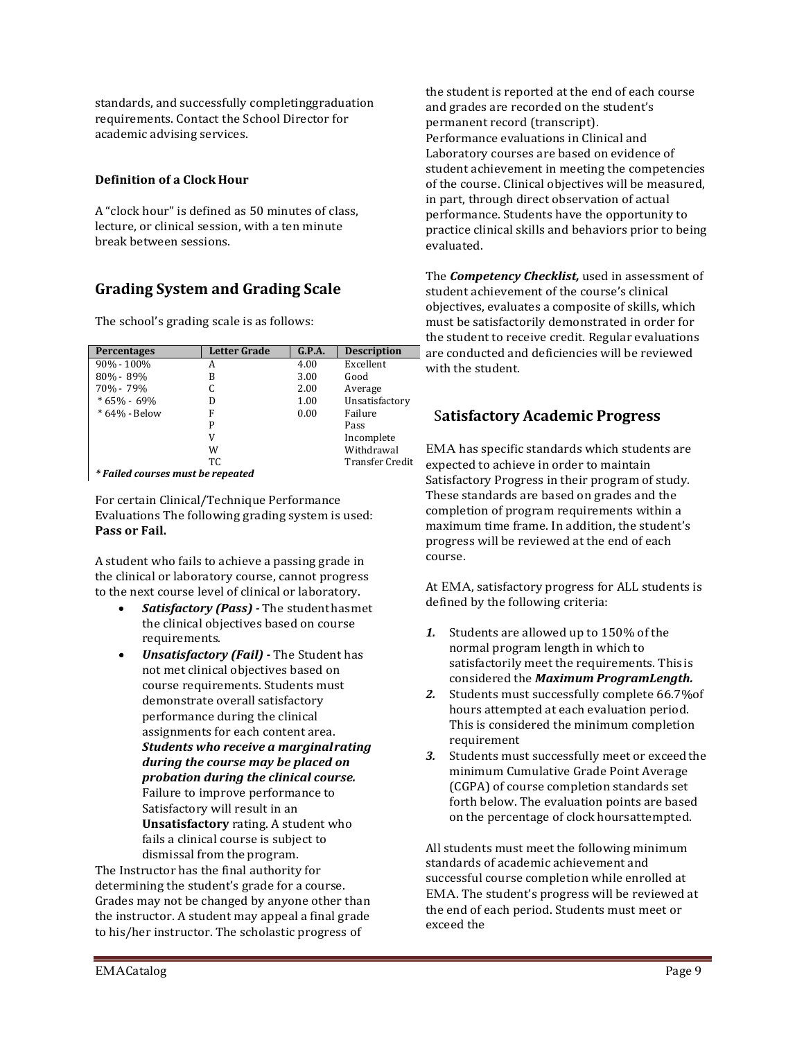standards, and successfully completinggraduation requirements. Contact the School Director for academic advising services.

**Definition of a Clock Hour**

A "clock hour" is defined as 50 minutes of class, lecture, or clinical session, with a ten minute break between sessions.

## Grading System and Grading Scale

The school's grading scale is as follows:

| Percentages | Letter Grade | G.P.A. | Description |
|---|---|---|---|
| 90% - 100% | A | 4.00 | Excellent |
| 80% - 89% | B | 3.00 | Good |
| 70% - 79% | C | 2.00 | Average |
| * 65% - 69% | D | 1.00 | Unsatisfactory |
| * 64% - Below | F | 0.00 | Failure |
| | P | | Pass |
| | V | | Incomplete |
| | W | | Withdrawal |
| | TC | | Transfer Credit |

***Failed courses must be repeated***

For certain Clinical/Technique Performance Evaluations The following grading system is used: **Pass or Fail.**

A student who fails to achieve a passing grade in the clinical or laboratory course, cannot progress to the next course level of clinical or laboratory.

- ***Satisfactory (Pass) -*** The studenthasmet the clinical objectives based on course requirements.
- ***Unsatisfactory (Fail) -*** The Student has not met clinical objectives based on course requirements. Students must demonstrate overall satisfactory performance during the clinical assignments for each content area. ***Students who receive a marginalrating during the course may be placed on probation during the clinical course.*** Failure to improve performance to Satisfactory will result in an **Unsatisfactory** rating. A student who fails a clinical course is subject to dismissal from the program.

The Instructor has the final authority for determining the student's grade for a course. Grades may not be changed by anyone other than the instructor. A student may appeal a final grade to his/her instructor. The scholastic progress of the student is reported at the end of each course and grades are recorded on the student's permanent record (transcript).
Performance evaluations in Clinical and Laboratory courses are based on evidence of student achievement in meeting the competencies of the course. Clinical objectives will be measured, in part, through direct observation of actual performance. Students have the opportunity to practice clinical skills and behaviors prior to being evaluated.

The ***Competency Checklist,*** used in assessment of student achievement of the course's clinical objectives, evaluates a composite of skills, which must be satisfactorily demonstrated in order for the student to receive credit. Regular evaluations are conducted and deficiencies will be reviewed with the student.

## Satisfactory Academic Progress

EMA has specific standards which students are expected to achieve in order to maintain Satisfactory Progress in their program of study. These standards are based on grades and the completion of program requirements within a maximum time frame. In addition, the student's progress will be reviewed at the end of each course.

At EMA, satisfactory progress for ALL students is defined by the following criteria:

1. Students are allowed up to 150% of the normal program length in which to satisfactorily meet the requirements. This is considered the ***Maximum ProgramLength.***
2. Students must successfully complete 66.7%of hours attempted at each evaluation period. This is considered the minimum completion requirement
3. Students must successfully meet or exceed the minimum Cumulative Grade Point Average (CGPA) of course completion standards set forth below. The evaluation points are based on the percentage of clock hoursattempted.

All students must meet the following minimum standards of academic achievement and successful course completion while enrolled at EMA. The student's progress will be reviewed at the end of each period. Students must meet or exceed the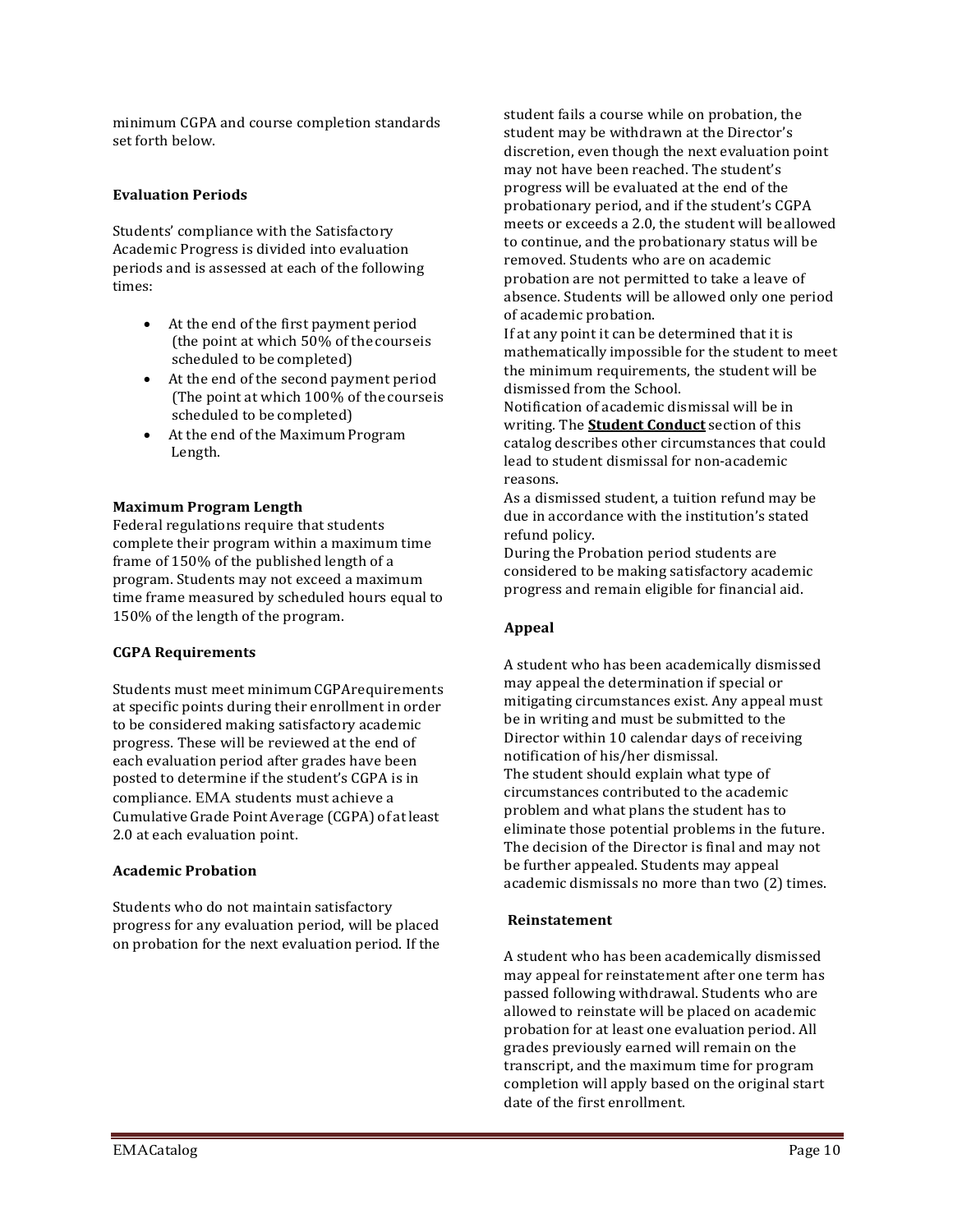minimum CGPA and course completion standards set forth below.

### Evaluation Periods

Students' compliance with the Satisfactory Academic Progress is divided into evaluation periods and is assessed at each of the following times:

- At the end of the first payment period (the point at which 50% of the course is scheduled to be completed)
- At the end of the second payment period (The point at which 100% of the course is scheduled to be completed)
- At the end of the Maximum Program Length.

### Maximum Program Length

Federal regulations require that students complete their program within a maximum time frame of 150% of the published length of a program. Students may not exceed a maximum time frame measured by scheduled hours equal to 150% of the length of the program.

### CGPA Requirements

Students must meet minimum CGPA requirements at specific points during their enrollment in order to be considered making satisfactory academic progress. These will be reviewed at the end of each evaluation period after grades have been posted to determine if the student's CGPA is in compliance. EMA students must achieve a Cumulative Grade Point Average (CGPA) of at least 2.0 at each evaluation point.

### Academic Probation

Students who do not maintain satisfactory progress for any evaluation period, will be placed on probation for the next evaluation period. If the student fails a course while on probation, the student may be withdrawn at the Director's discretion, even though the next evaluation point may not have been reached. The student's progress will be evaluated at the end of the probationary period, and if the student's CGPA meets or exceeds a 2.0, the student will be allowed to continue, and the probationary status will be removed. Students who are on academic probation are not permitted to take a leave of absence. Students will be allowed only one period of academic probation.

If at any point it can be determined that it is mathematically impossible for the student to meet the minimum requirements, the student will be dismissed from the School.

Notification of academic dismissal will be in writing. The **Student Conduct** section of this catalog describes other circumstances that could lead to student dismissal for non-academic reasons.

As a dismissed student, a tuition refund may be due in accordance with the institution's stated refund policy.

During the Probation period students are considered to be making satisfactory academic progress and remain eligible for financial aid.

### Appeal

A student who has been academically dismissed may appeal the determination if special or mitigating circumstances exist. Any appeal must be in writing and must be submitted to the Director within 10 calendar days of receiving notification of his/her dismissal.

The student should explain what type of circumstances contributed to the academic problem and what plans the student has to eliminate those potential problems in the future. The decision of the Director is final and may not be further appealed. Students may appeal academic dismissals no more than two (2) times.

### Reinstatement

A student who has been academically dismissed may appeal for reinstatement after one term has passed following withdrawal. Students who are allowed to reinstate will be placed on academic probation for at least one evaluation period. All grades previously earned will remain on the transcript, and the maximum time for program completion will apply based on the original start date of the first enrollment.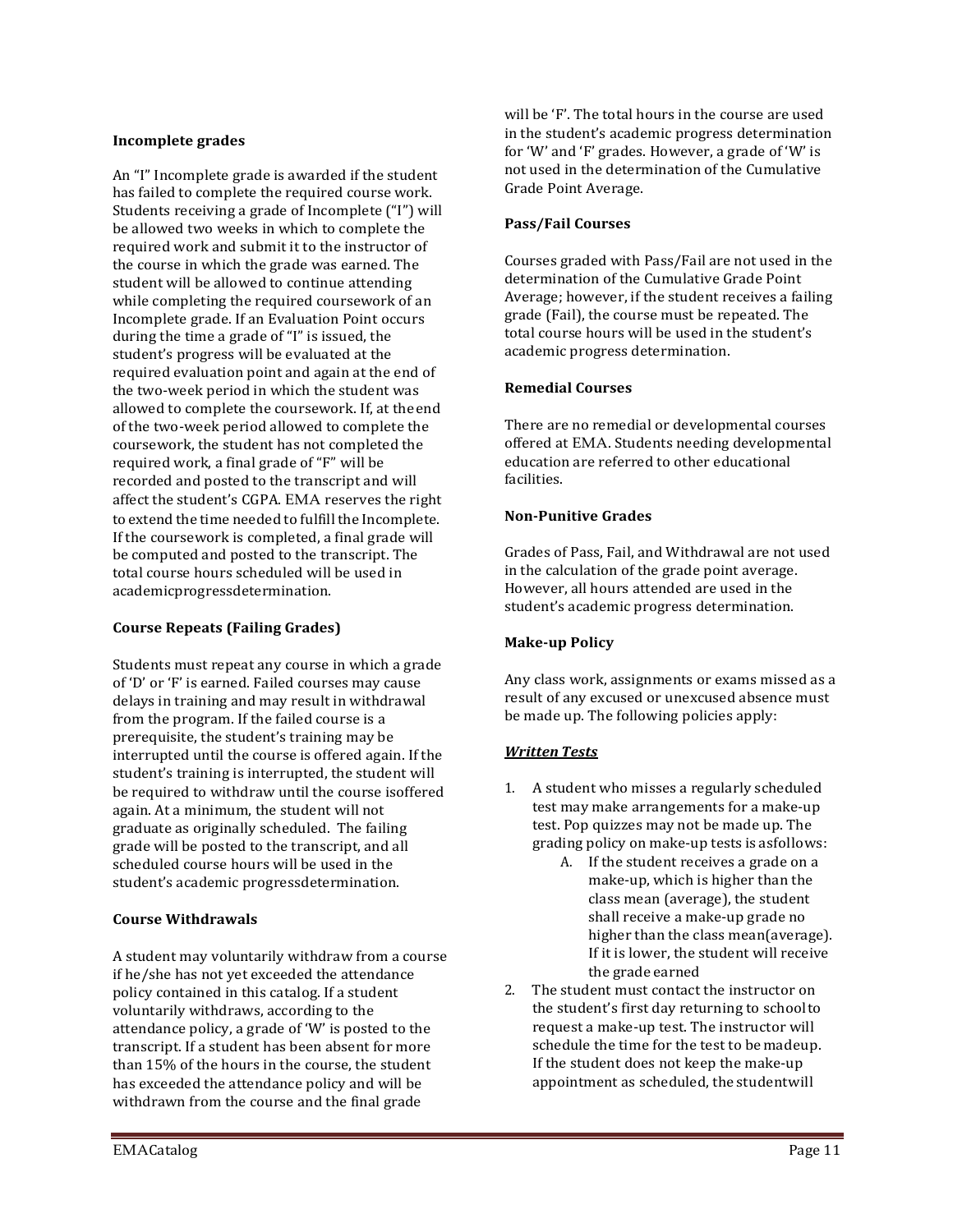### Incomplete grades

An "I" Incomplete grade is awarded if the student has failed to complete the required course work. Students receiving a grade of Incomplete ("I") will be allowed two weeks in which to complete the required work and submit it to the instructor of the course in which the grade was earned. The student will be allowed to continue attending while completing the required coursework of an Incomplete grade. If an Evaluation Point occurs during the time a grade of "I" is issued, the student's progress will be evaluated at the required evaluation point and again at the end of the two-week period in which the student was allowed to complete the coursework. If, at the end of the two-week period allowed to complete the coursework, the student has not completed the required work, a final grade of "F" will be recorded and posted to the transcript and will affect the student's CGPA. EMA reserves the right to extend the time needed to fulfill the Incomplete. If the coursework is completed, a final grade will be computed and posted to the transcript. The total course hours scheduled will be used in academicprogressdetermination.

### Course Repeats (Failing Grades)

Students must repeat any course in which a grade of 'D' or 'F' is earned. Failed courses may cause delays in training and may result in withdrawal from the program. If the failed course is a prerequisite, the student's training may be interrupted until the course is offered again. If the student's training is interrupted, the student will be required to withdraw until the course isoffered again. At a minimum, the student will not graduate as originally scheduled. The failing grade will be posted to the transcript, and all scheduled course hours will be used in the student's academic progressdetermination.

### Course Withdrawals

A student may voluntarily withdraw from a course if he/she has not yet exceeded the attendance policy contained in this catalog. If a student voluntarily withdraws, according to the attendance policy, a grade of 'W' is posted to the transcript. If a student has been absent for more than 15% of the hours in the course, the student has exceeded the attendance policy and will be withdrawn from the course and the final grade will be 'F'. The total hours in the course are used in the student's academic progress determination for 'W' and 'F' grades. However, a grade of 'W' is not used in the determination of the Cumulative Grade Point Average.

### Pass/Fail Courses

Courses graded with Pass/Fail are not used in the determination of the Cumulative Grade Point Average; however, if the student receives a failing grade (Fail), the course must be repeated. The total course hours will be used in the student's academic progress determination.

### Remedial Courses

There are no remedial or developmental courses offered at EMA. Students needing developmental education are referred to other educational facilities.

### Non-Punitive Grades

Grades of Pass, Fail, and Withdrawal are not used in the calculation of the grade point average. However, all hours attended are used in the student's academic progress determination.

### Make-up Policy

Any class work, assignments or exams missed as a result of any excused or unexcused absence must be made up. The following policies apply:

***Written Tests***

1. A student who misses a regularly scheduled test may make arrangements for a make-up test. Pop quizzes may not be made up. The grading policy on make-up tests is asfollows:
   A. If the student receives a grade on a make-up, which is higher than the class mean (average), the student shall receive a make-up grade no higher than the class mean(average). If it is lower, the student will receive the grade earned
2. The student must contact the instructor on the student's first day returning to school to request a make-up test. The instructor will schedule the time for the test to be madeup. If the student does not keep the make-up appointment as scheduled, the studentwill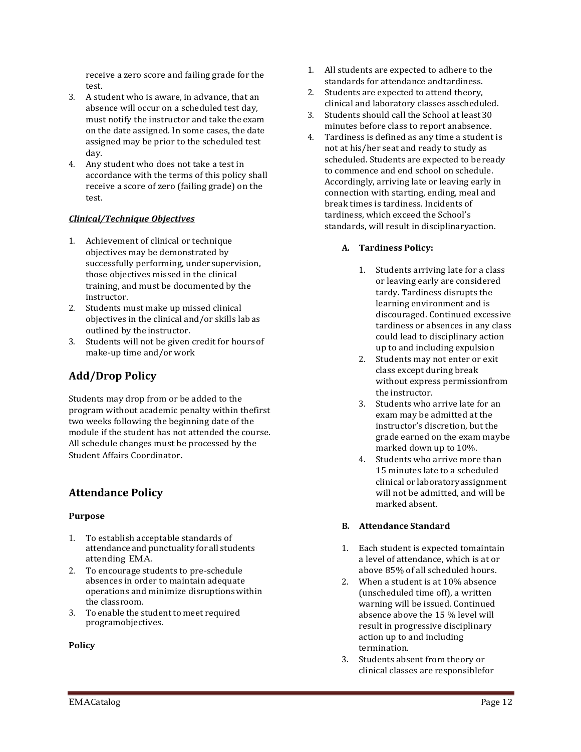receive a zero score and failing grade for the test.

3. A student who is aware, in advance, that an absence will occur on a scheduled test day, must notify the instructor and take the exam on the date assigned. In some cases, the date assigned may be prior to the scheduled test day.
4. Any student who does not take a test in accordance with the terms of this policy shall receive a score of zero (failing grade) on the test.

***Clinical/Technique Objectives***

1. Achievement of clinical or technique objectives may be demonstrated by successfully performing, under supervision, those objectives missed in the clinical training, and must be documented by the instructor.
2. Students must make up missed clinical objectives in the clinical and/or skills lab as outlined by the instructor.
3. Students will not be given credit for hours of make-up time and/or work

## Add/Drop Policy

Students may drop from or be added to the program without academic penalty within thefirst two weeks following the beginning date of the module if the student has not attended the course. All schedule changes must be processed by the Student Affairs Coordinator.

## Attendance Policy

**Purpose**

1. To establish acceptable standards of attendance and punctuality for all students attending EMA.
2. To encourage students to pre-schedule absences in order to maintain adequate operations and minimize disruptions within the classroom.
3. To enable the student to meet required programobjectives.

**Policy**

1. All students are expected to adhere to the standards for attendance andtardiness.
2. Students are expected to attend theory, clinical and laboratory classes asscheduled.
3. Students should call the School at least 30 minutes before class to report anabsence.
4. Tardiness is defined as any time a student is not at his/her seat and ready to study as scheduled. Students are expected to be ready to commence and end school on schedule. Accordingly, arriving late or leaving early in connection with starting, ending, meal and break times is tardiness. Incidents of tardiness, which exceed the School's standards, will result in disciplinaryaction.

**A. Tardiness Policy:**

1. Students arriving late for a class or leaving early are considered tardy. Tardiness disrupts the learning environment and is discouraged. Continued excessive tardiness or absences in any class could lead to disciplinary action up to and including expulsion
2. Students may not enter or exit class except during break without express permissionfrom the instructor.
3. Students who arrive late for an exam may be admitted at the instructor's discretion, but the grade earned on the exam maybe marked down up to 10%.
4. Students who arrive more than 15 minutes late to a scheduled clinical or laboratory assignment will not be admitted, and will be marked absent.

**B. Attendance Standard**

1. Each student is expected tomaintain a level of attendance, which is at or above 85% of all scheduled hours.
2. When a student is at 10% absence (unscheduled time off), a written warning will be issued. Continued absence above the 15 % level will result in progressive disciplinary action up to and including termination.
3. Students absent from theory or clinical classes are responsiblefor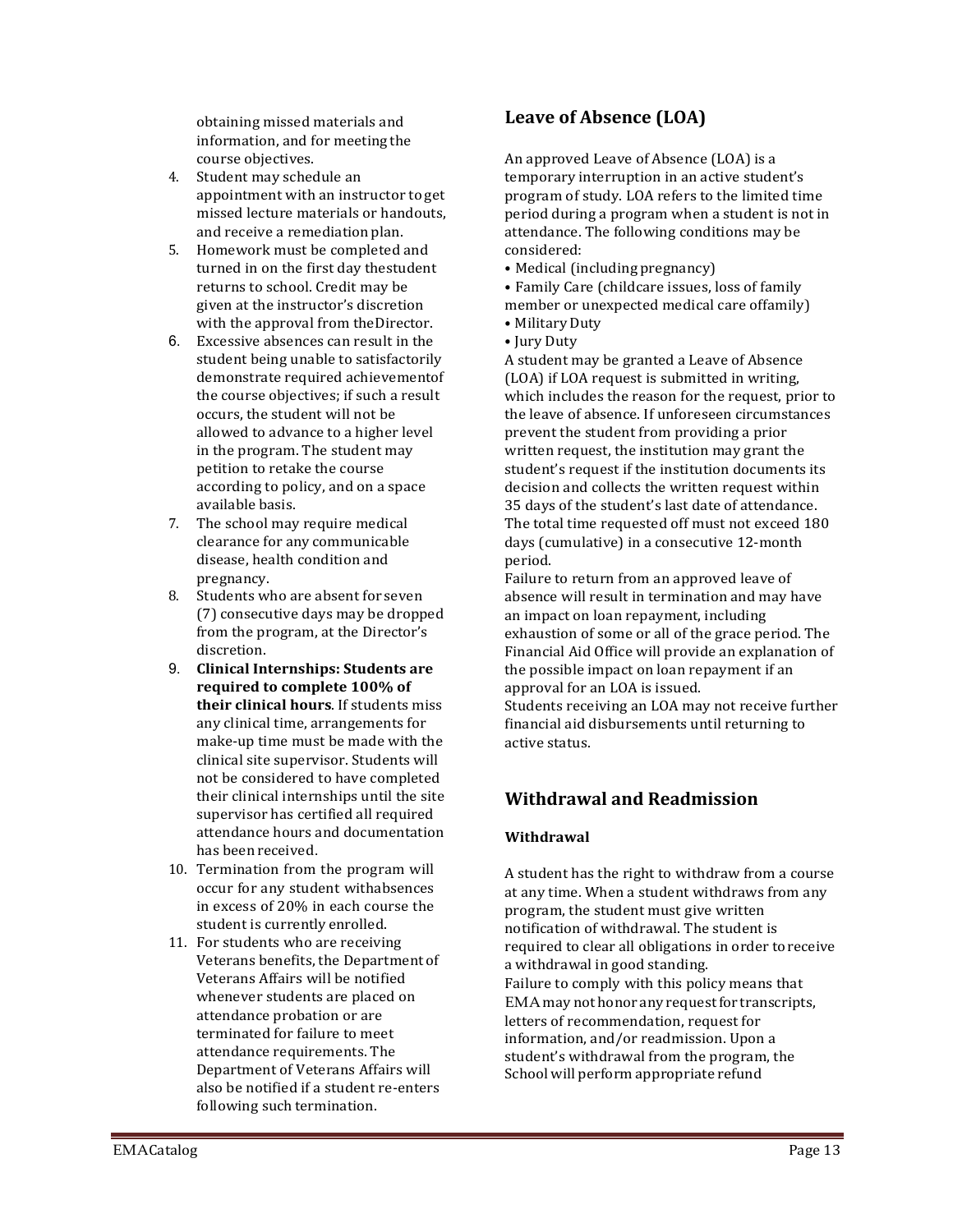obtaining missed materials and information, and for meeting the course objectives.

4. Student may schedule an appointment with an instructor to get missed lecture materials or handouts, and receive a remediation plan.
5. Homework must be completed and turned in on the first day the student returns to school. Credit may be given at the instructor's discretion with the approval from the Director.
6. Excessive absences can result in the student being unable to satisfactorily demonstrate required achievement of the course objectives; if such a result occurs, the student will not be allowed to advance to a higher level in the program. The student may petition to retake the course according to policy, and on a space available basis.
7. The school may require medical clearance for any communicable disease, health condition and pregnancy.
8. Students who are absent for seven (7) consecutive days may be dropped from the program, at the Director's discretion.
9. **Clinical Internships: Students are required to complete 100% of their clinical hours**. If students miss any clinical time, arrangements for make-up time must be made with the clinical site supervisor. Students will not be considered to have completed their clinical internships until the site supervisor has certified all required attendance hours and documentation has been received.
10. Termination from the program will occur for any student with absences in excess of 20% in each course the student is currently enrolled.
11. For students who are receiving Veterans benefits, the Department of Veterans Affairs will be notified whenever students are placed on attendance probation or are terminated for failure to meet attendance requirements. The Department of Veterans Affairs will also be notified if a student re-enters following such termination.

## Leave of Absence (LOA)

An approved Leave of Absence (LOA) is a temporary interruption in an active student's program of study. LOA refers to the limited time period during a program when a student is not in attendance. The following conditions may be considered:

- Medical (including pregnancy)
- Family Care (childcare issues, loss of family member or unexpected medical care of family)
- Military Duty
- Jury Duty

A student may be granted a Leave of Absence (LOA) if LOA request is submitted in writing, which includes the reason for the request, prior to the leave of absence. If unforeseen circumstances prevent the student from providing a prior written request, the institution may grant the student's request if the institution documents its decision and collects the written request within 35 days of the student's last date of attendance. The total time requested off must not exceed 180 days (cumulative) in a consecutive 12-month period.

Failure to return from an approved leave of absence will result in termination and may have an impact on loan repayment, including exhaustion of some or all of the grace period. The Financial Aid Office will provide an explanation of the possible impact on loan repayment if an approval for an LOA is issued.

Students receiving an LOA may not receive further financial aid disbursements until returning to active status.

## Withdrawal and Readmission

### Withdrawal

A student has the right to withdraw from a course at any time. When a student withdraws from any program, the student must give written notification of withdrawal. The student is required to clear all obligations in order to receive a withdrawal in good standing.

Failure to comply with this policy means that EMA may not honor any request for transcripts, letters of recommendation, request for information, and/or readmission. Upon a student's withdrawal from the program, the School will perform appropriate refund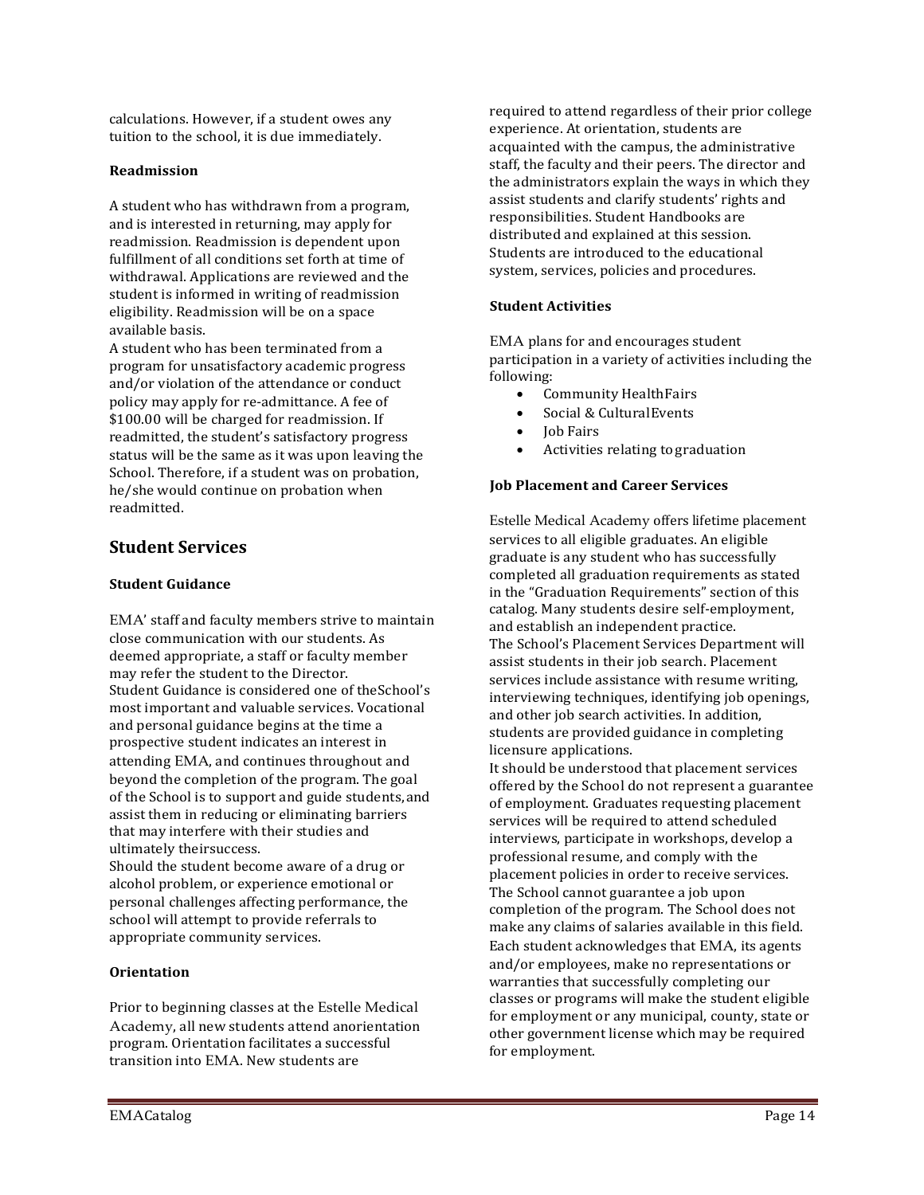calculations. However, if a student owes any tuition to the school, it is due immediately.

**Readmission**

A student who has withdrawn from a program, and is interested in returning, may apply for readmission. Readmission is dependent upon fulfillment of all conditions set forth at time of withdrawal. Applications are reviewed and the student is informed in writing of readmission eligibility. Readmission will be on a space available basis.

A student who has been terminated from a program for unsatisfactory academic progress and/or violation of the attendance or conduct policy may apply for re-admittance. A fee of $100.00 will be charged for readmission. If readmitted, the student's satisfactory progress status will be the same as it was upon leaving the School. Therefore, if a student was on probation, he/she would continue on probation when readmitted.

## Student Services

**Student Guidance**

EMA' staff and faculty members strive to maintain close communication with our students. As deemed appropriate, a staff or faculty member may refer the student to the Director.

Student Guidance is considered one of theSchool's most important and valuable services. Vocational and personal guidance begins at the time a prospective student indicates an interest in attending EMA, and continues throughout and beyond the completion of the program. The goal of the School is to support and guide students, and assist them in reducing or eliminating barriers that may interfere with their studies and ultimately theirsuccess.

Should the student become aware of a drug or alcohol problem, or experience emotional or personal challenges affecting performance, the school will attempt to provide referrals to appropriate community services.

**Orientation**

Prior to beginning classes at the Estelle Medical Academy, all new students attend anorientation program. Orientation facilitates a successful transition into EMA. New students are required to attend regardless of their prior college experience. At orientation, students are acquainted with the campus, the administrative staff, the faculty and their peers. The director and the administrators explain the ways in which they assist students and clarify students' rights and responsibilities. Student Handbooks are distributed and explained at this session. Students are introduced to the educational system, services, policies and procedures.

**Student Activities**

EMA plans for and encourages student participation in a variety of activities including the following:

- Community HealthFairs
- Social & CulturalEvents
- Job Fairs
- Activities relating tograduation

**Job Placement and Career Services**

Estelle Medical Academy offers lifetime placement services to all eligible graduates. An eligible graduate is any student who has successfully completed all graduation requirements as stated in the "Graduation Requirements" section of this catalog. Many students desire self-employment, and establish an independent practice.

The School's Placement Services Department will assist students in their job search. Placement services include assistance with resume writing, interviewing techniques, identifying job openings, and other job search activities. In addition, students are provided guidance in completing licensure applications.

It should be understood that placement services offered by the School do not represent a guarantee of employment. Graduates requesting placement services will be required to attend scheduled interviews, participate in workshops, develop a professional resume, and comply with the placement policies in order to receive services. The School cannot guarantee a job upon completion of the program. The School does not make any claims of salaries available in this field. Each student acknowledges that EMA, its agents and/or employees, make no representations or warranties that successfully completing our classes or programs will make the student eligible for employment or any municipal, county, state or other government license which may be required for employment.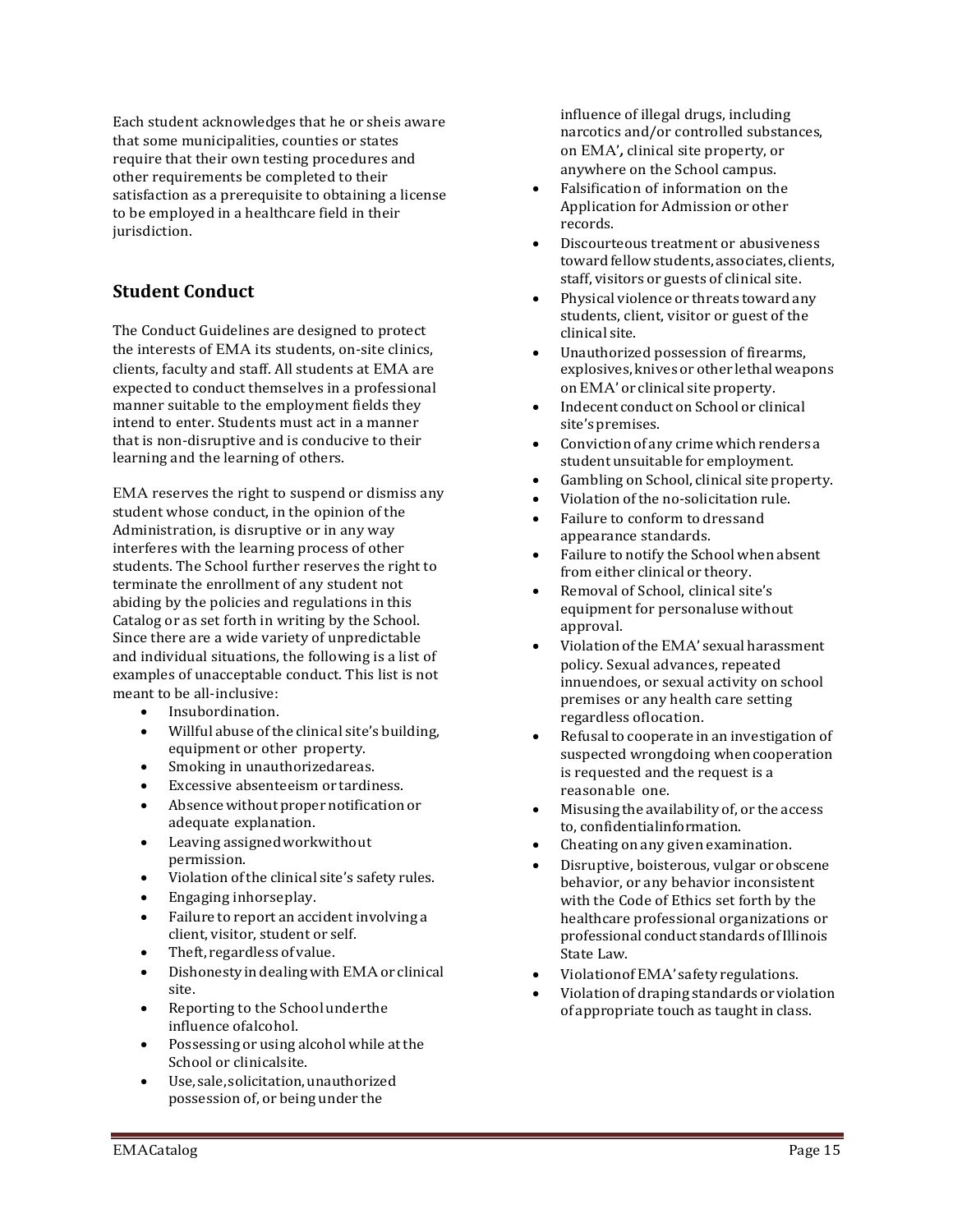Each student acknowledges that he or sheis aware that some municipalities, counties or states require that their own testing procedures and other requirements be completed to their satisfaction as a prerequisite to obtaining a license to be employed in a healthcare field in their jurisdiction.

## Student Conduct

The Conduct Guidelines are designed to protect the interests of EMA its students, on-site clinics, clients, faculty and staff. All students at EMA are expected to conduct themselves in a professional manner suitable to the employment fields they intend to enter. Students must act in a manner that is non-disruptive and is conducive to their learning and the learning of others.

EMA reserves the right to suspend or dismiss any student whose conduct, in the opinion of the Administration, is disruptive or in any way interferes with the learning process of other students. The School further reserves the right to terminate the enrollment of any student not abiding by the policies and regulations in this Catalog or as set forth in writing by the School. Since there are a wide variety of unpredictable and individual situations, the following is a list of examples of unacceptable conduct. This list is not meant to be all-inclusive:

- Insubordination.
- Willful abuse of the clinical site's building, equipment or other property.
- Smoking in unauthorizedareas.
- Excessive absenteeism or tardiness.
- Absence without proper notification or adequate explanation.
- Leaving assignedworkwithout permission.
- Violation of the clinical site's safety rules.
- Engaging inhorseplay.
- Failure to report an accident involving a client, visitor, student or self.
- Theft, regardless of value.
- Dishonesty in dealing with EMA or clinical site.
- Reporting to the School underthe influence ofalcohol.
- Possessing or using alcohol while at the School or clinicalsite.
- Use, sale, solicitation, unauthorized possession of, or being under the influence of illegal drugs, including narcotics and/or controlled substances, on EMA', clinical site property, or anywhere on the School campus.
- Falsification of information on the Application for Admission or other records.
- Discourteous treatment or abusiveness toward fellow students, associates, clients, staff, visitors or guests of clinical site.
- Physical violence or threats toward any students, client, visitor or guest of the clinical site.
- Unauthorized possession of firearms, explosives, knives or other lethal weapons on EMA' or clinical site property.
- Indecent conduct on School or clinical site's premises.
- Conviction of any crime which renders a student unsuitable for employment.
- Gambling on School, clinical site property.
- Violation of the no-solicitation rule.
- Failure to conform to dressand appearance standards.
- Failure to notify the School when absent from either clinical or theory.
- Removal of School, clinical site's equipment for personaluse without approval.
- Violation of the EMA' sexual harassment policy. Sexual advances, repeated innuendoes, or sexual activity on school premises or any health care setting regardless oflocation.
- Refusal to cooperate in an investigation of suspected wrongdoing when cooperation is requested and the request is a reasonable one.
- Misusing the availability of, or the access to, confidentialinformation.
- Cheating on any given examination.
- Disruptive, boisterous, vulgar or obscene behavior, or any behavior inconsistent with the Code of Ethics set forth by the healthcare professional organizations or professional conduct standards of Illinois State Law.
- Violationof EMA' safety regulations.
- Violation of draping standards or violation of appropriate touch as taught in class.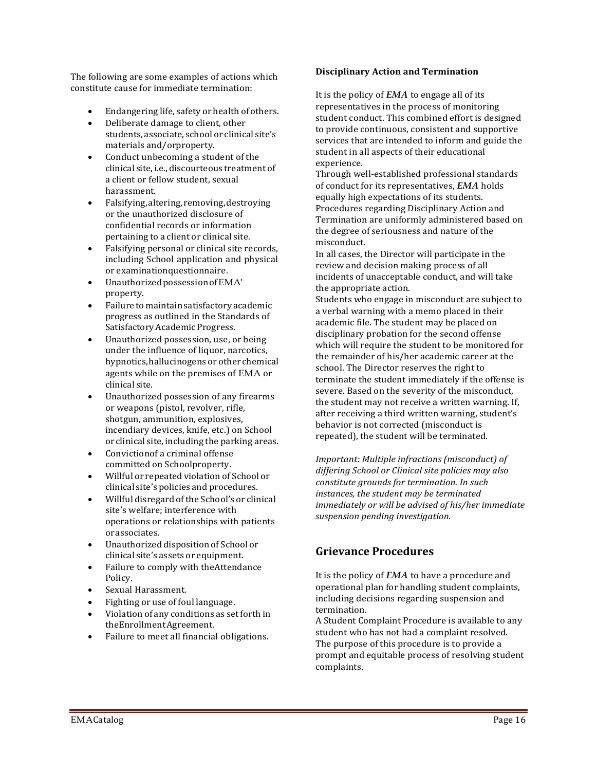The following are some examples of actions which constitute cause for immediate termination:

- Endangering life, safety or health of others.
- Deliberate damage to client, other students, associate, school or clinical site's materials and/orproperty.
- Conduct unbecoming a student of the clinical site, i.e., discourteous treatment of a client or fellow student, sexual harassment.
- Falsifying, altering, removing, destroying or the unauthorized disclosure of confidential records or information pertaining to a client or clinical site.
- Falsifying personal or clinical site records, including School application and physical or examinationquestionnaire.
- Unauthorized possession of EMA' property.
- Failure to maintain satisfactory academic progress as outlined in the Standards of Satisfactory Academic Progress.
- Unauthorized possession, use, or being under the influence of liquor, narcotics, hypnotics, hallucinogens or other chemical agents while on the premises of EMA or clinical site.
- Unauthorized possession of any firearms or weapons (pistol, revolver, rifle, shotgun, ammunition, explosives, incendiary devices, knife, etc.) on School or clinical site, including the parking areas.
- Convictionof a criminal offense committed on Schoolproperty.
- Willful or repeated violation of School or clinical site's policies and procedures.
- Willful disregard of the School's or clinical site's welfare; interference with operations or relationships with patients orassociates.
- Unauthorized disposition of School or clinical site's assets or equipment.
- Failure to comply with theAttendance Policy.
- Sexual Harassment.
- Fighting or use of foul language.
- Violation of any conditions as set forth in theEnrollmentAgreement.
- Failure to meet all financial obligations.

**Disciplinary Action and Termination**

It is the policy of ***EMA*** to engage all of its representatives in the process of monitoring student conduct. This combined effort is designed to provide continuous, consistent and supportive services that are intended to inform and guide the student in all aspects of their educational experience.

Through well-established professional standards of conduct for its representatives, ***EMA*** holds equally high expectations of its students. Procedures regarding Disciplinary Action and Termination are uniformly administered based on the degree of seriousness and nature of the misconduct.

In all cases, the Director will participate in the review and decision making process of all incidents of unacceptable conduct, and will take the appropriate action.

Students who engage in misconduct are subject to a verbal warning with a memo placed in their academic file. The student may be placed on disciplinary probation for the second offense which will require the student to be monitored for the remainder of his/her academic career at the school. The Director reserves the right to terminate the student immediately if the offense is severe. Based on the severity of the misconduct, the student may not receive a written warning. If, after receiving a third written warning, student's behavior is not corrected (misconduct is repeated), the student will be terminated.

*Important: Multiple infractions (misconduct) of differing School or Clinical site policies may also constitute grounds for termination. In such instances, the student may be terminated immediately or will be advised of his/her immediate suspension pending investigation.*

## Grievance Procedures

It is the policy of ***EMA*** to have a procedure and operational plan for handling student complaints, including decisions regarding suspension and termination.

A Student Complaint Procedure is available to any student who has not had a complaint resolved. The purpose of this procedure is to provide a prompt and equitable process of resolving student complaints.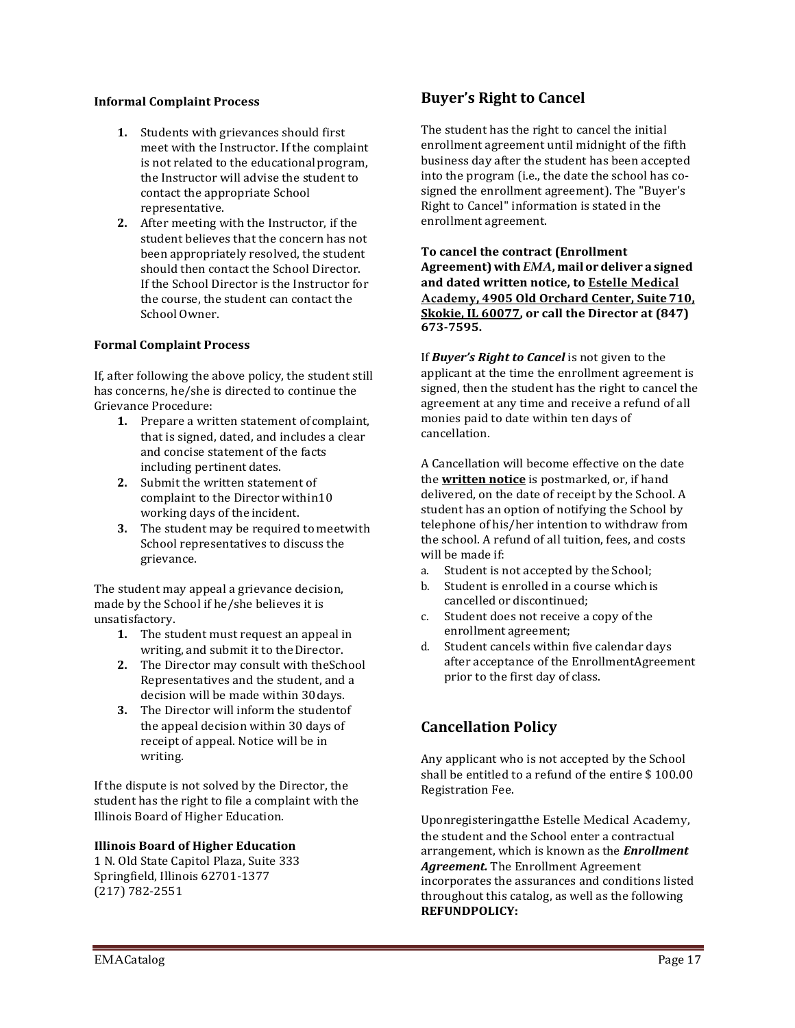**Informal Complaint Process**

1. Students with grievances should first meet with the Instructor. If the complaint is not related to the educational program, the Instructor will advise the student to contact the appropriate School representative.
2. After meeting with the Instructor, if the student believes that the concern has not been appropriately resolved, the student should then contact the School Director. If the School Director is the Instructor for the course, the student can contact the School Owner.

**Formal Complaint Process**

If, after following the above policy, the student still has concerns, he/she is directed to continue the Grievance Procedure:

1. Prepare a written statement of complaint, that is signed, dated, and includes a clear and concise statement of the facts including pertinent dates.
2. Submit the written statement of complaint to the Director within10 working days of the incident.
3. The student may be required to meetwith School representatives to discuss the grievance.

The student may appeal a grievance decision, made by the School if he/she believes it is unsatisfactory.

1. The student must request an appeal in writing, and submit it to the Director.
2. The Director may consult with theSchool Representatives and the student, and a decision will be made within 30days.
3. The Director will inform the studentof the appeal decision within 30 days of receipt of appeal. Notice will be in writing.

If the dispute is not solved by the Director, the student has the right to file a complaint with the Illinois Board of Higher Education.

**Illinois Board of Higher Education**
1 N. Old State Capitol Plaza, Suite 333
Springfield, Illinois 62701-1377
(217) 782-2551

## Buyer's Right to Cancel

The student has the right to cancel the initial enrollment agreement until midnight of the fifth business day after the student has been accepted into the program (i.e., the date the school has co-signed the enrollment agreement). The "Buyer's Right to Cancel" information is stated in the enrollment agreement.

**To cancel the contract (Enrollment Agreement) with *EMA*, mail or deliver a signed and dated written notice, to <u>Estelle Medical Academy, 4905 Old Orchard Center, Suite 710, Skokie, IL 60077</u>, or call the Director at (847) 673-7595.**

If ***Buyer's Right to Cancel*** is not given to the applicant at the time the enrollment agreement is signed, then the student has the right to cancel the agreement at any time and receive a refund of all monies paid to date within ten days of cancellation.

A Cancellation will become effective on the date the **<u>written notice</u>** is postmarked, or, if hand delivered, on the date of receipt by the School. A student has an option of notifying the School by telephone of his/her intention to withdraw from the school. A refund of all tuition, fees, and costs will be made if:

a. Student is not accepted by the School;
b. Student is enrolled in a course which is cancelled or discontinued;
c. Student does not receive a copy of the enrollment agreement;
d. Student cancels within five calendar days after acceptance of the EnrollmentAgreement prior to the first day of class.

## Cancellation Policy

Any applicant who is not accepted by the School shall be entitled to a refund of the entire $ 100.00 Registration Fee.

Uponregisteringatthe Estelle Medical Academy, the student and the School enter a contractual arrangement, which is known as the ***Enrollment Agreement.*** The Enrollment Agreement incorporates the assurances and conditions listed throughout this catalog, as well as the following **REFUNDPOLICY:**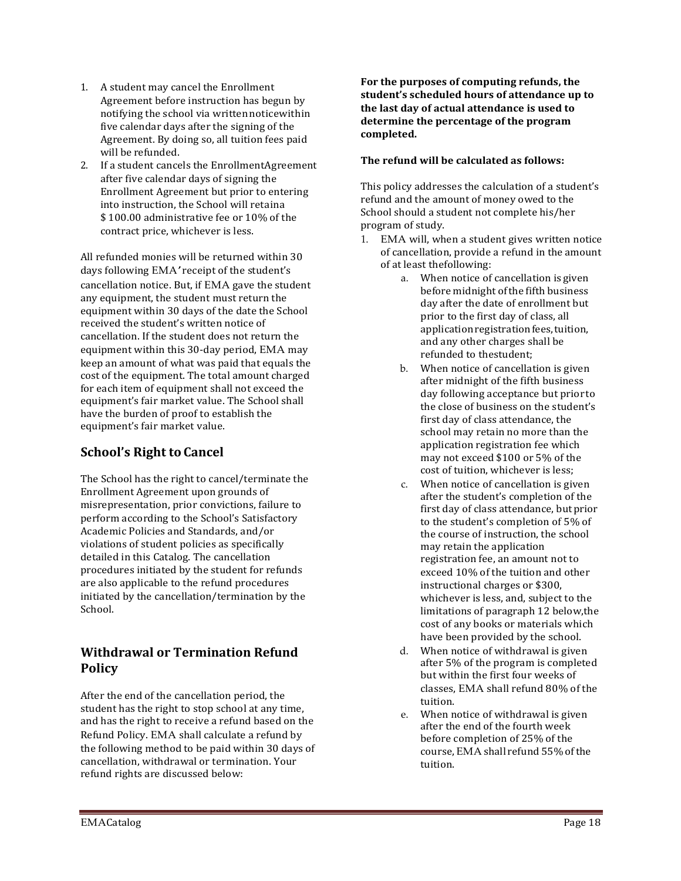1. A student may cancel the Enrollment Agreement before instruction has begun by notifying the school via written notice within five calendar days after the signing of the Agreement. By doing so, all tuition fees paid will be refunded.
2. If a student cancels the Enrollment Agreement after five calendar days of signing the Enrollment Agreement but prior to entering into instruction, the School will retain a $ 100.00 administrative fee or 10% of the contract price, whichever is less.

All refunded monies will be returned within 30 days following EMA' receipt of the student's cancellation notice. But, if EMA gave the student any equipment, the student must return the equipment within 30 days of the date the School received the student's written notice of cancellation. If the student does not return the equipment within this 30-day period, EMA may keep an amount of what was paid that equals the cost of the equipment. The total amount charged for each item of equipment shall not exceed the equipment's fair market value. The School shall have the burden of proof to establish the equipment's fair market value.

## School's Right to Cancel

The School has the right to cancel/terminate the Enrollment Agreement upon grounds of misrepresentation, prior convictions, failure to perform according to the School's Satisfactory Academic Policies and Standards, and/or violations of student policies as specifically detailed in this Catalog. The cancellation procedures initiated by the student for refunds are also applicable to the refund procedures initiated by the cancellation/termination by the School.

## Withdrawal or Termination Refund Policy

After the end of the cancellation period, the student has the right to stop school at any time, and has the right to receive a refund based on the Refund Policy. EMA shall calculate a refund by the following method to be paid within 30 days of cancellation, withdrawal or termination. Your refund rights are discussed below:

**For the purposes of computing refunds, the student's scheduled hours of attendance up to the last day of actual attendance is used to determine the percentage of the program completed.**

**The refund will be calculated as follows:**

This policy addresses the calculation of a student's refund and the amount of money owed to the School should a student not complete his/her program of study.

1. EMA will, when a student gives written notice of cancellation, provide a refund in the amount of at least the following:
    a. When notice of cancellation is given before midnight of the fifth business day after the date of enrollment but prior to the first day of class, all application registration fees, tuition, and any other charges shall be refunded to the student;
    b. When notice of cancellation is given after midnight of the fifth business day following acceptance but prior to the close of business on the student's first day of class attendance, the school may retain no more than the application registration fee which may not exceed $100 or 5% of the cost of tuition, whichever is less;
    c. When notice of cancellation is given after the student's completion of the first day of class attendance, but prior to the student's completion of 5% of the course of instruction, the school may retain the application registration fee, an amount not to exceed 10% of the tuition and other instructional charges or $300, whichever is less, and, subject to the limitations of paragraph 12 below, the cost of any books or materials which have been provided by the school.
    d. When notice of withdrawal is given after 5% of the program is completed but within the first four weeks of classes, EMA shall refund 80% of the tuition.
    e. When notice of withdrawal is given after the end of the fourth week before completion of 25% of the course, EMA shall refund 55% of the tuition.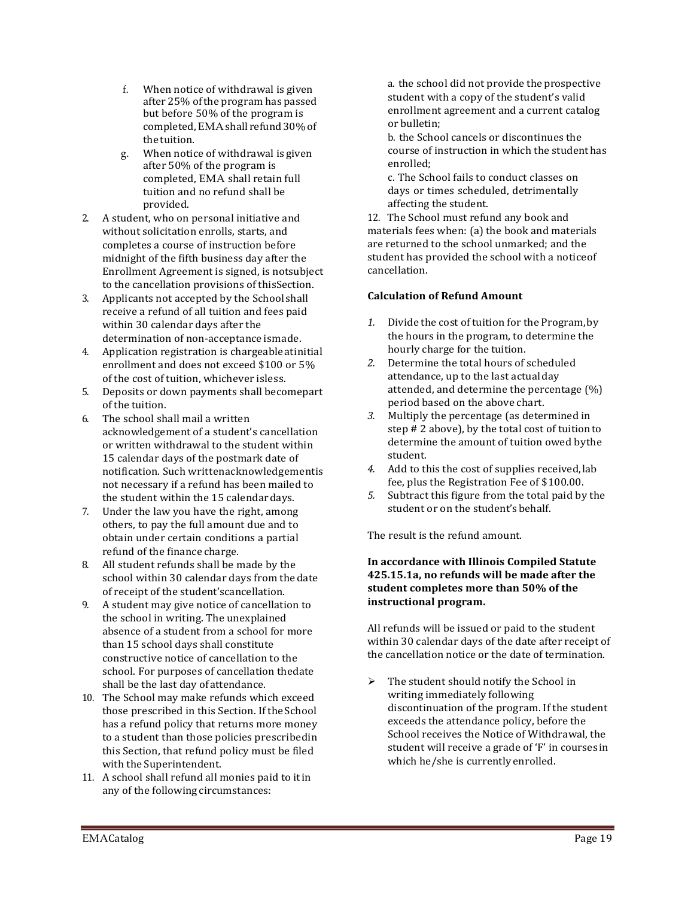f. When notice of withdrawal is given after 25% of the program has passed but before 50% of the program is completed, EMA shall refund 30% of the tuition.

g. When notice of withdrawal is given after 50% of the program is completed, EMA shall retain full tuition and no refund shall be provided.

2. A student, who on personal initiative and without solicitation enrolls, starts, and completes a course of instruction before midnight of the fifth business day after the Enrollment Agreement is signed, is not subject to the cancellation provisions of this Section.
3. Applicants not accepted by the School shall receive a refund of all tuition and fees paid within 30 calendar days after the determination of non-acceptance is made.
4. Application registration is chargeable at initial enrollment and does not exceed $100 or 5% of the cost of tuition, whichever is less.
5. Deposits or down payments shall become part of the tuition.
6. The school shall mail a written acknowledgement of a student's cancellation or written withdrawal to the student within 15 calendar days of the postmark date of notification. Such written acknowledgement is not necessary if a refund has been mailed to the student within the 15 calendar days.
7. Under the law you have the right, among others, to pay the full amount due and to obtain under certain conditions a partial refund of the finance charge.
8. All student refunds shall be made by the school within 30 calendar days from the date of receipt of the student's cancellation.
9. A student may give notice of cancellation to the school in writing. The unexplained absence of a student from a school for more than 15 school days shall constitute constructive notice of cancellation to the school. For purposes of cancellation the date shall be the last day of attendance.
10. The School may make refunds which exceed those prescribed in this Section. If the School has a refund policy that returns more money to a student than those policies prescribed in this Section, that refund policy must be filed with the Superintendent.
11. A school shall refund all monies paid to it in any of the following circumstances:

    a. the school did not provide the prospective student with a copy of the student's valid enrollment agreement and a current catalog or bulletin;

    b. the School cancels or discontinues the course of instruction in which the student has enrolled;

    c. The School fails to conduct classes on days or times scheduled, detrimentally affecting the student.

12. The School must refund any book and materials fees when: (a) the book and materials are returned to the school unmarked; and the student has provided the school with a notice of cancellation.

**Calculation of Refund Amount**

1. Divide the cost of tuition for the Program, by the hours in the program, to determine the hourly charge for the tuition.
2. Determine the total hours of scheduled attendance, up to the last actual day attended, and determine the percentage (%) period based on the above chart.
3. Multiply the percentage (as determined in step # 2 above), by the total cost of tuition to determine the amount of tuition owed by the student.
4. Add to this the cost of supplies received, lab fee, plus the Registration Fee of $100.00.
5. Subtract this figure from the total paid by the student or on the student's behalf.

The result is the refund amount.

**In accordance with Illinois Compiled Statute 425.15.1a, no refunds will be made after the student completes more than 50% of the instructional program.**

All refunds will be issued or paid to the student within 30 calendar days of the date after receipt of the cancellation notice or the date of termination.

- The student should notify the School in writing immediately following discontinuation of the program. If the student exceeds the attendance policy, before the School receives the Notice of Withdrawal, the student will receive a grade of 'F' in courses in which he/she is currently enrolled.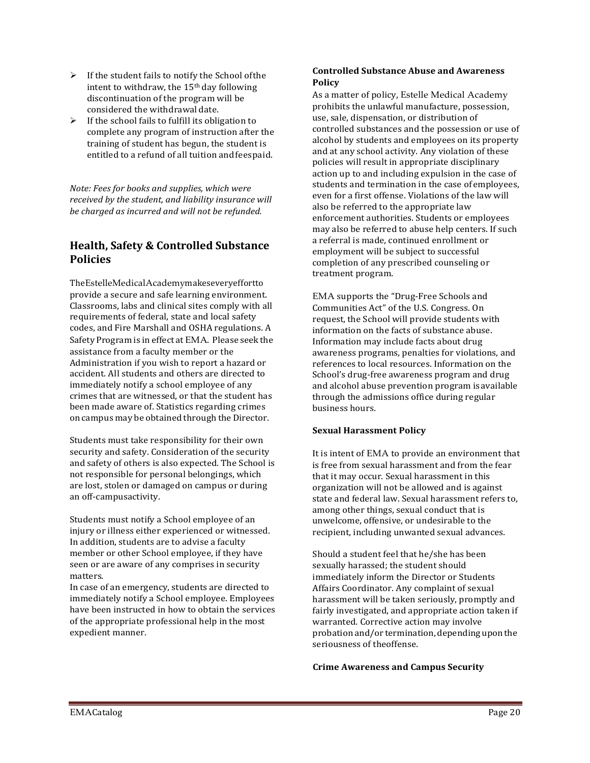- If the student fails to notify the School of the intent to withdraw, the 15th day following discontinuation of the program will be considered the withdrawal date.
- If the school fails to fulfill its obligation to complete any program of instruction after the training of student has begun, the student is entitled to a refund of all tuition and fees paid.

*Note: Fees for books and supplies, which were received by the student, and liability insurance will be charged as incurred and will not be refunded.*

## Health, Safety & Controlled Substance Policies

The Estelle Medical Academy makes every effort to provide a secure and safe learning environment. Classrooms, labs and clinical sites comply with all requirements of federal, state and local safety codes, and Fire Marshall and OSHA regulations. A Safety Program is in effect at EMA. Please seek the assistance from a faculty member or the Administration if you wish to report a hazard or accident. All students and others are directed to immediately notify a school employee of any crimes that are witnessed, or that the student has been made aware of. Statistics regarding crimes on campus may be obtained through the Director.

Students must take responsibility for their own security and safety. Consideration of the security and safety of others is also expected. The School is not responsible for personal belongings, which are lost, stolen or damaged on campus or during an off-campus activity.

Students must notify a School employee of an injury or illness either experienced or witnessed. In addition, students are to advise a faculty member or other School employee, if they have seen or are aware of any comprises in security matters.
In case of an emergency, students are directed to immediately notify a School employee. Employees have been instructed in how to obtain the services of the appropriate professional help in the most expedient manner.

**Controlled Substance Abuse and Awareness Policy**

As a matter of policy, Estelle Medical Academy prohibits the unlawful manufacture, possession, use, sale, dispensation, or distribution of controlled substances and the possession or use of alcohol by students and employees on its property and at any school activity. Any violation of these policies will result in appropriate disciplinary action up to and including expulsion in the case of students and termination in the case of employees, even for a first offense. Violations of the law will also be referred to the appropriate law enforcement authorities. Students or employees may also be referred to abuse help centers. If such a referral is made, continued enrollment or employment will be subject to successful completion of any prescribed counseling or treatment program.

EMA supports the "Drug-Free Schools and Communities Act" of the U.S. Congress. On request, the School will provide students with information on the facts of substance abuse. Information may include facts about drug awareness programs, penalties for violations, and references to local resources. Information on the School's drug-free awareness program and drug and alcohol abuse prevention program is available through the admissions office during regular business hours.

**Sexual Harassment Policy**

It is intent of EMA to provide an environment that is free from sexual harassment and from the fear that it may occur. Sexual harassment in this organization will not be allowed and is against state and federal law. Sexual harassment refers to, among other things, sexual conduct that is unwelcome, offensive, or undesirable to the recipient, including unwanted sexual advances.

Should a student feel that he/she has been sexually harassed; the student should immediately inform the Director or Students Affairs Coordinator. Any complaint of sexual harassment will be taken seriously, promptly and fairly investigated, and appropriate action taken if warranted. Corrective action may involve probation and/or termination, depending upon the seriousness of the offense.

**Crime Awareness and Campus Security**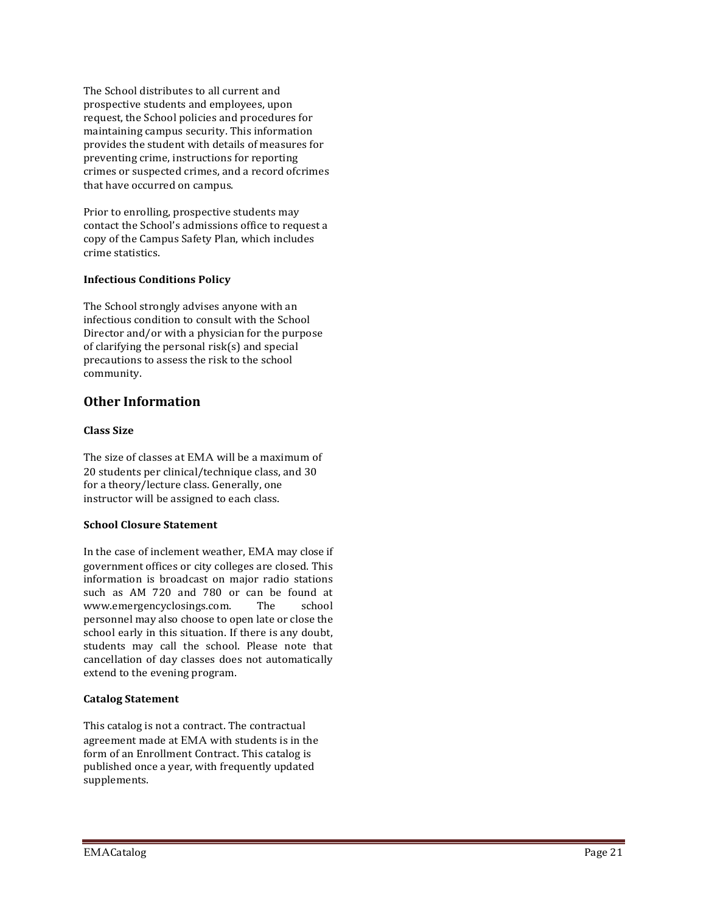The School distributes to all current and prospective students and employees, upon request, the School policies and procedures for maintaining campus security. This information provides the student with details of measures for preventing crime, instructions for reporting crimes or suspected crimes, and a record ofcrimes that have occurred on campus.

Prior to enrolling, prospective students may contact the School's admissions office to request a copy of the Campus Safety Plan, which includes crime statistics.

**Infectious Conditions Policy**

The School strongly advises anyone with an infectious condition to consult with the School Director and/or with a physician for the purpose of clarifying the personal risk(s) and special precautions to assess the risk to the school community.

## Other Information

**Class Size**

The size of classes at EMA will be a maximum of 20 students per clinical/technique class, and 30 for a theory/lecture class. Generally, one instructor will be assigned to each class.

**School Closure Statement**

In the case of inclement weather, EMA may close if government offices or city colleges are closed. This information is broadcast on major radio stations such as AM 720 and 780 or can be found at www.emergencyclosings.com. The school personnel may also choose to open late or close the school early in this situation. If there is any doubt, students may call the school. Please note that cancellation of day classes does not automatically extend to the evening program.

**Catalog Statement**

This catalog is not a contract. The contractual agreement made at EMA with students is in the form of an Enrollment Contract. This catalog is published once a year, with frequently updated supplements.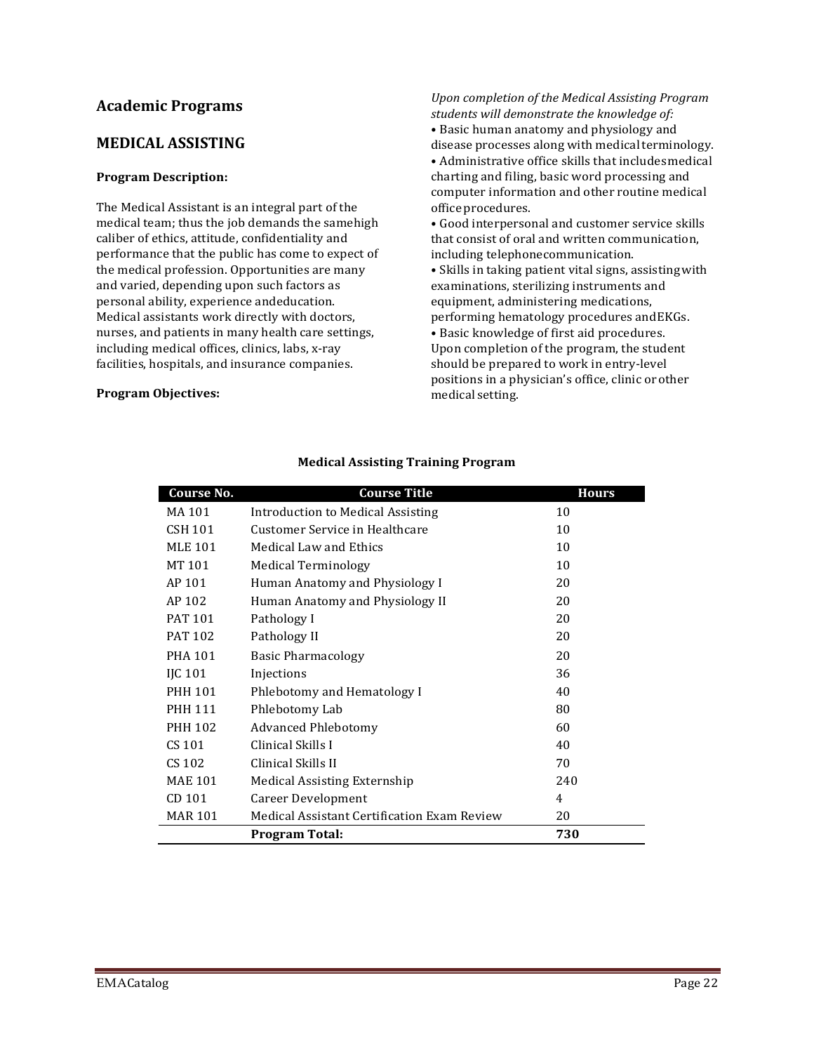## Academic Programs

## MEDICAL ASSISTING

**Program Description:**

The Medical Assistant is an integral part of the medical team; thus the job demands the samehigh caliber of ethics, attitude, confidentiality and performance that the public has come to expect of the medical profession. Opportunities are many and varied, depending upon such factors as personal ability, experience andeducation. Medical assistants work directly with doctors, nurses, and patients in many health care settings, including medical offices, clinics, labs, x-ray facilities, hospitals, and insurance companies.

**Program Objectives:**

*Upon completion of the Medical Assisting Program students will demonstrate the knowledge of:*

- Basic human anatomy and physiology and disease processes along with medicalterminology.
- Administrative office skills that includesmedical charting and filing, basic word processing and computer information and other routine medical officeprocedures.
- Good interpersonal and customer service skills that consist of oral and written communication, including telephonecommunication.
- Skills in taking patient vital signs, assistingwith examinations, sterilizing instruments and equipment, administering medications, performing hematology procedures andEKGs.
- Basic knowledge of first aid procedures.

Upon completion of the program, the student should be prepared to work in entry-level positions in a physician's office, clinic or other medical setting.

**Medical Assisting Training Program**

| Course No. | Course Title | Hours |
|---|---|---|
| MA 101 | Introduction to Medical Assisting | 10 |
| CSH 101 | Customer Service in Healthcare | 10 |
| MLE 101 | Medical Law and Ethics | 10 |
| MT 101 | Medical Terminology | 10 |
| AP 101 | Human Anatomy and Physiology I | 20 |
| AP 102 | Human Anatomy and Physiology II | 20 |
| PAT 101 | Pathology I | 20 |
| PAT 102 | Pathology II | 20 |
| PHA 101 | Basic Pharmacology | 20 |
| IJC 101 | Injections | 36 |
| PHH 101 | Phlebotomy and Hematology I | 40 |
| PHH 111 | Phlebotomy Lab | 80 |
| PHH 102 | Advanced Phlebotomy | 60 |
| CS 101 | Clinical Skills I | 40 |
| CS 102 | Clinical Skills II | 70 |
| MAE 101 | Medical Assisting Externship | 240 |
| CD 101 | Career Development | 4 |
| MAR 101 | Medical Assistant Certification Exam Review | 20 |
| | **Program Total:** | **730** |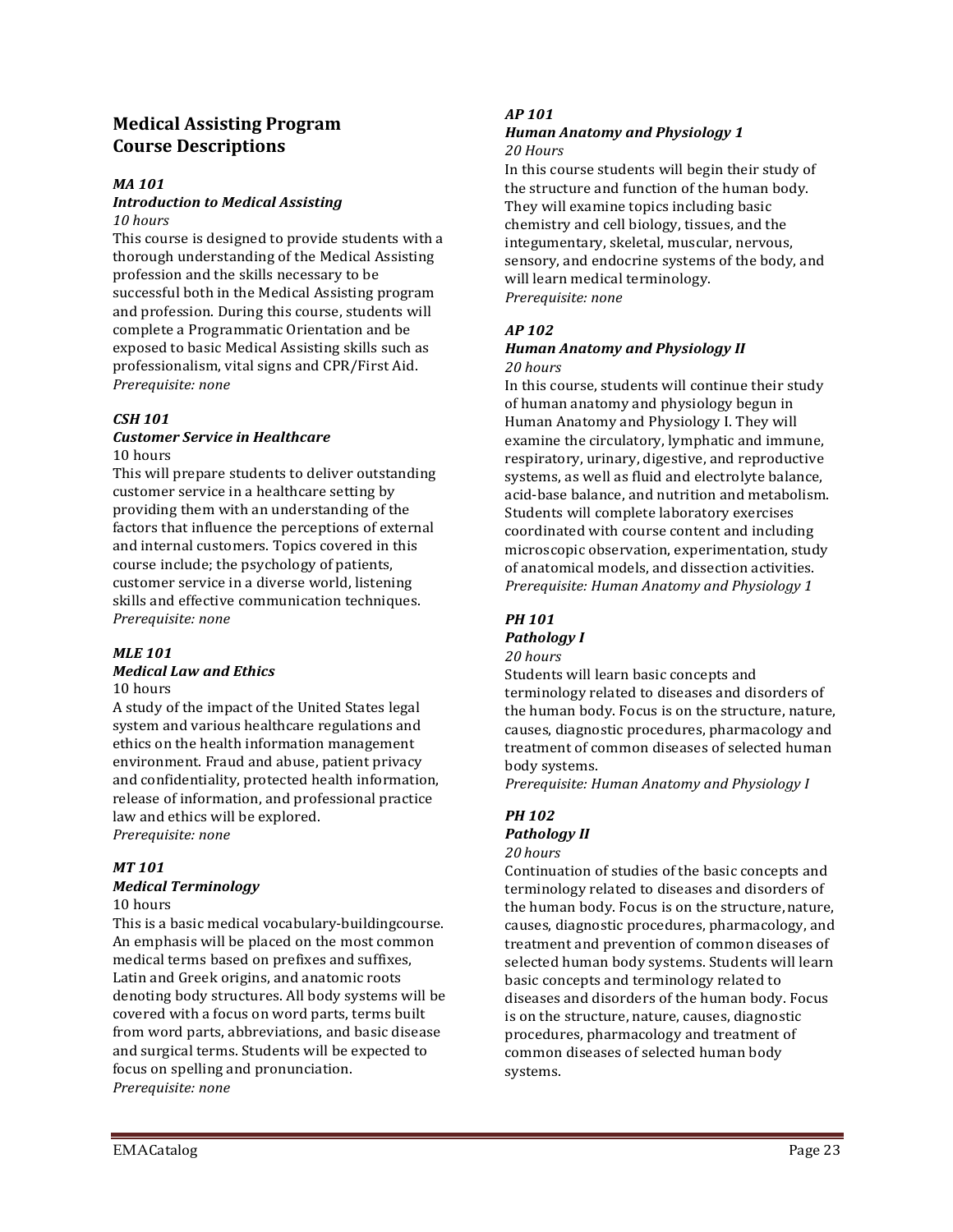## Medical Assisting Program Course Descriptions

***MA 101***

***Introduction to Medical Assisting***

*10 hours*

This course is designed to provide students with a thorough understanding of the Medical Assisting profession and the skills necessary to be successful both in the Medical Assisting program and profession. During this course, students will complete a Programmatic Orientation and be exposed to basic Medical Assisting skills such as professionalism, vital signs and CPR/First Aid.
*Prerequisite: none*

***CSH 101***

***Customer Service in Healthcare***

10 hours

This will prepare students to deliver outstanding customer service in a healthcare setting by providing them with an understanding of the factors that influence the perceptions of external and internal customers. Topics covered in this course include; the psychology of patients, customer service in a diverse world, listening skills and effective communication techniques.
*Prerequisite: none*

***MLE 101***

***Medical Law and Ethics***

10 hours

A study of the impact of the United States legal system and various healthcare regulations and ethics on the health information management environment. Fraud and abuse, patient privacy and confidentiality, protected health information, release of information, and professional practice law and ethics will be explored.
*Prerequisite: none*

***MT 101***

***Medical Terminology***

10 hours

This is a basic medical vocabulary-buildingcourse. An emphasis will be placed on the most common medical terms based on prefixes and suffixes, Latin and Greek origins, and anatomic roots denoting body structures. All body systems will be covered with a focus on word parts, terms built from word parts, abbreviations, and basic disease and surgical terms. Students will be expected to focus on spelling and pronunciation.
*Prerequisite: none*

***AP 101***

***Human Anatomy and Physiology 1***

*20 Hours*

In this course students will begin their study of the structure and function of the human body. They will examine topics including basic chemistry and cell biology, tissues, and the integumentary, skeletal, muscular, nervous, sensory, and endocrine systems of the body, and will learn medical terminology.
*Prerequisite: none*

***AP 102***

***Human Anatomy and Physiology II***

*20 hours*

In this course, students will continue their study of human anatomy and physiology begun in Human Anatomy and Physiology I. They will examine the circulatory, lymphatic and immune, respiratory, urinary, digestive, and reproductive systems, as well as fluid and electrolyte balance, acid-base balance, and nutrition and metabolism. Students will complete laboratory exercises coordinated with course content and including microscopic observation, experimentation, study of anatomical models, and dissection activities.
*Prerequisite: Human Anatomy and Physiology 1*

***PH 101***

***Pathology I***

*20 hours*

Students will learn basic concepts and terminology related to diseases and disorders of the human body. Focus is on the structure, nature, causes, diagnostic procedures, pharmacology and treatment of common diseases of selected human body systems.
*Prerequisite: Human Anatomy and Physiology I*

***PH 102***

***Pathology II***

*20 hours*

Continuation of studies of the basic concepts and terminology related to diseases and disorders of the human body. Focus is on the structure, nature, causes, diagnostic procedures, pharmacology, and treatment and prevention of common diseases of selected human body systems. Students will learn basic concepts and terminology related to diseases and disorders of the human body. Focus is on the structure, nature, causes, diagnostic procedures, pharmacology and treatment of common diseases of selected human body systems.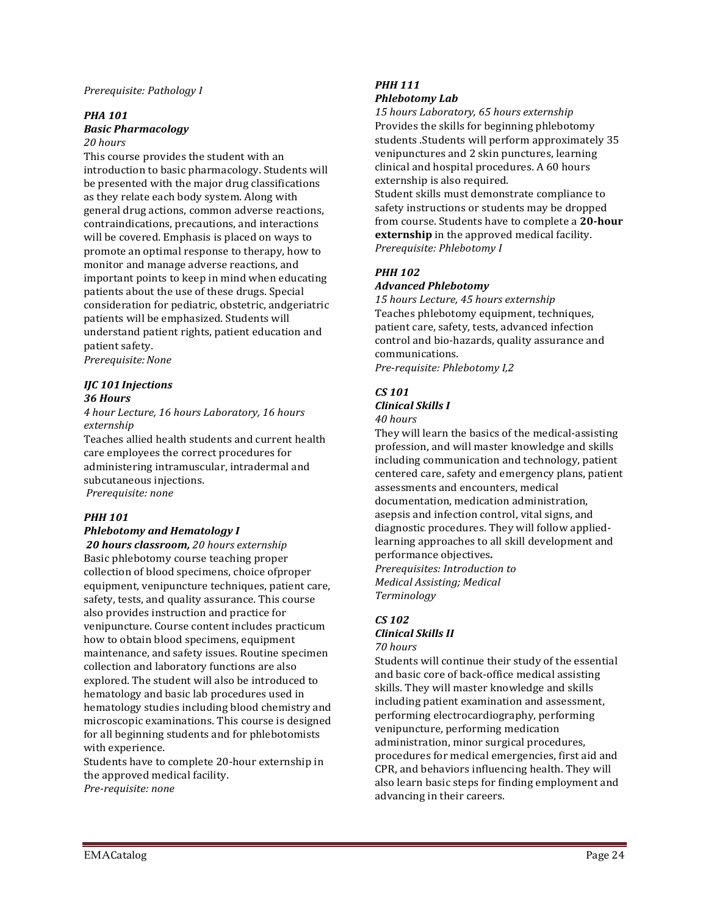*Prerequisite: Pathology I*

### *PHA 101*
### *Basic Pharmacology*

*20 hours*

This course provides the student with an introduction to basic pharmacology. Students will be presented with the major drug classifications as they relate each body system. Along with general drug actions, common adverse reactions, contraindications, precautions, and interactions will be covered. Emphasis is placed on ways to promote an optimal response to therapy, how to monitor and manage adverse reactions, and important points to keep in mind when educating patients about the use of these drugs. Special consideration for pediatric, obstetric, andgeriatric patients will be emphasized. Students will understand patient rights, patient education and patient safety.

*Prerequisite: None*

### *IJC 101 Injections*
### *36 Hours*

*4 hour Lecture, 16 hours Laboratory, 16 hours externship*

Teaches allied health students and current health care employees the correct procedures for administering intramuscular, intradermal and subcutaneous injections.

*Prerequisite: none*

### *PHH 101*
### *Phlebotomy and Hematology I*

***20 hours classroom,*** *20 hours externship*

Basic phlebotomy course teaching proper collection of blood specimens, choice ofproper equipment, venipuncture techniques, patient care, safety, tests, and quality assurance. This course also provides instruction and practice for venipuncture. Course content includes practicum how to obtain blood specimens, equipment maintenance, and safety issues. Routine specimen collection and laboratory functions are also explored. The student will also be introduced to hematology and basic lab procedures used in hematology studies including blood chemistry and microscopic examinations. This course is designed for all beginning students and for phlebotomists with experience.

Students have to complete 20-hour externship in the approved medical facility.

*Pre-requisite: none*

### *PHH 111*
### *Phlebotomy Lab*

*15 hours Laboratory, 65 hours externship*

Provides the skills for beginning phlebotomy students .Students will perform approximately 35 venipunctures and 2 skin punctures, learning clinical and hospital procedures. A 60 hours externship is also required.

Student skills must demonstrate compliance to safety instructions or students may be dropped from course. Students have to complete a **20-hour externship** in the approved medical facility.

*Prerequisite: Phlebotomy I*

### *PHH 102*
### *Advanced Phlebotomy*

*15 hours Lecture, 45 hours externship*

Teaches phlebotomy equipment, techniques, patient care, safety, tests, advanced infection control and bio-hazards, quality assurance and communications.

*Pre-requisite: Phlebotomy I,2*

### *CS 101*
### *Clinical Skills I*

*40 hours*

They will learn the basics of the medical-assisting profession, and will master knowledge and skills including communication and technology, patient centered care, safety and emergency plans, patient assessments and encounters, medical documentation, medication administration, asepsis and infection control, vital signs, and diagnostic procedures. They will follow applied-learning approaches to all skill development and performance objectives*.*

*Prerequisites: Introduction to Medical Assisting; Medical Terminology*

### *CS 102*
### *Clinical Skills II*

*70 hours*

Students will continue their study of the essential and basic core of back-office medical assisting skills. They will master knowledge and skills including patient examination and assessment, performing electrocardiography, performing venipuncture, performing medication administration, minor surgical procedures, procedures for medical emergencies, first aid and CPR, and behaviors influencing health. They will also learn basic steps for finding employment and advancing in their careers.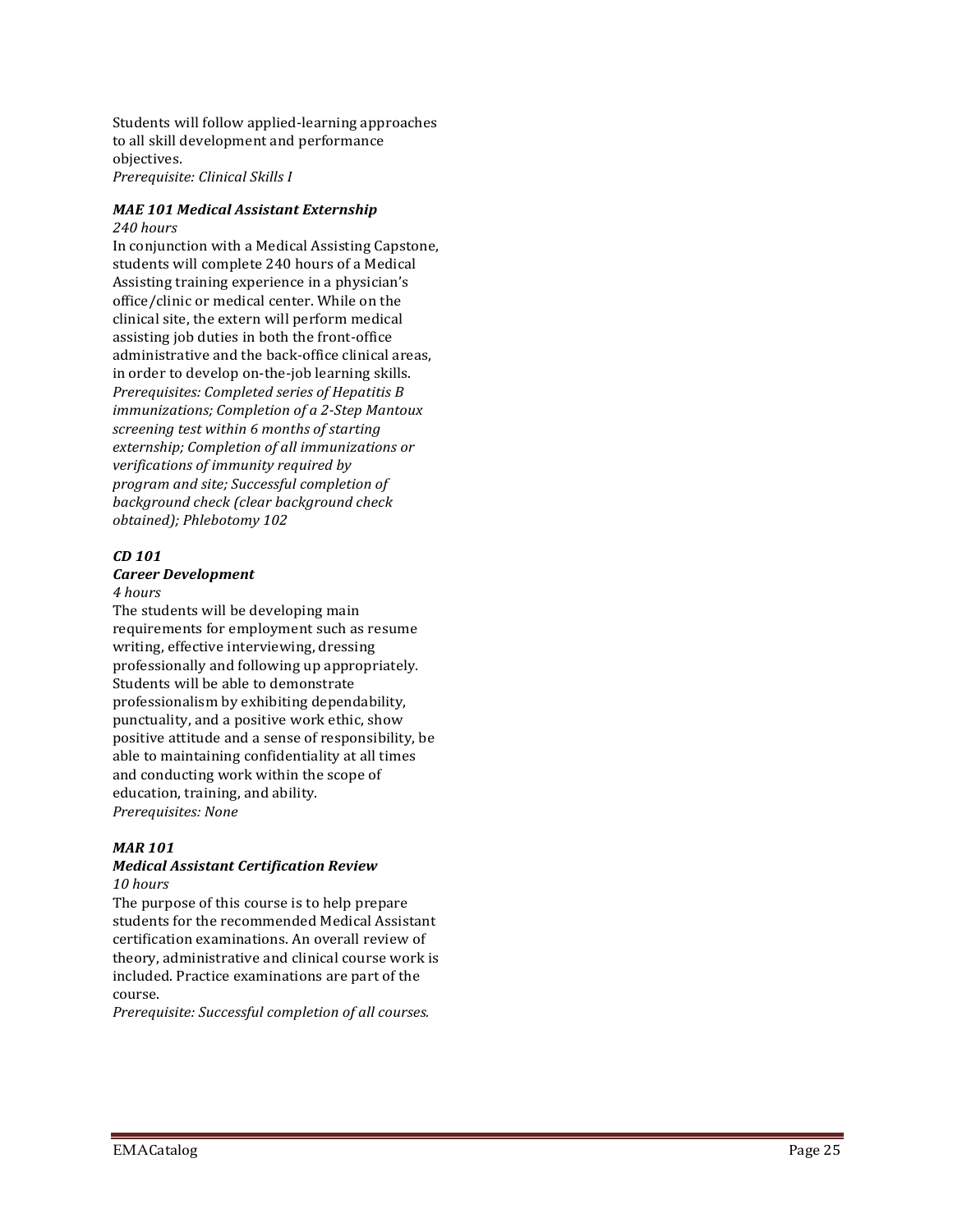Students will follow applied-learning approaches to all skill development and performance objectives.
*Prerequisite: Clinical Skills I*

### *MAE 101 Medical Assistant Externship*

*240 hours*

In conjunction with a Medical Assisting Capstone, students will complete 240 hours of a Medical Assisting training experience in a physician's office/clinic or medical center. While on the clinical site, the extern will perform medical assisting job duties in both the front-office administrative and the back-office clinical areas, in order to develop on-the-job learning skills.
*Prerequisites: Completed series of Hepatitis B immunizations; Completion of a 2-Step Mantoux screening test within 6 months of starting externship; Completion of all immunizations or verifications of immunity required by program and site; Successful completion of background check (clear background check obtained); Phlebotomy 102*

### *CD 101*
### *Career Development*

*4 hours*

The students will be developing main requirements for employment such as resume writing, effective interviewing, dressing professionally and following up appropriately. Students will be able to demonstrate professionalism by exhibiting dependability, punctuality, and a positive work ethic, show positive attitude and a sense of responsibility, be able to maintaining confidentiality at all times and conducting work within the scope of education, training, and ability.
*Prerequisites: None*

### *MAR 101*
### *Medical Assistant Certification Review*

*10 hours*

The purpose of this course is to help prepare students for the recommended Medical Assistant certification examinations. An overall review of theory, administrative and clinical course work is included. Practice examinations are part of the course.
*Prerequisite: Successful completion of all courses.*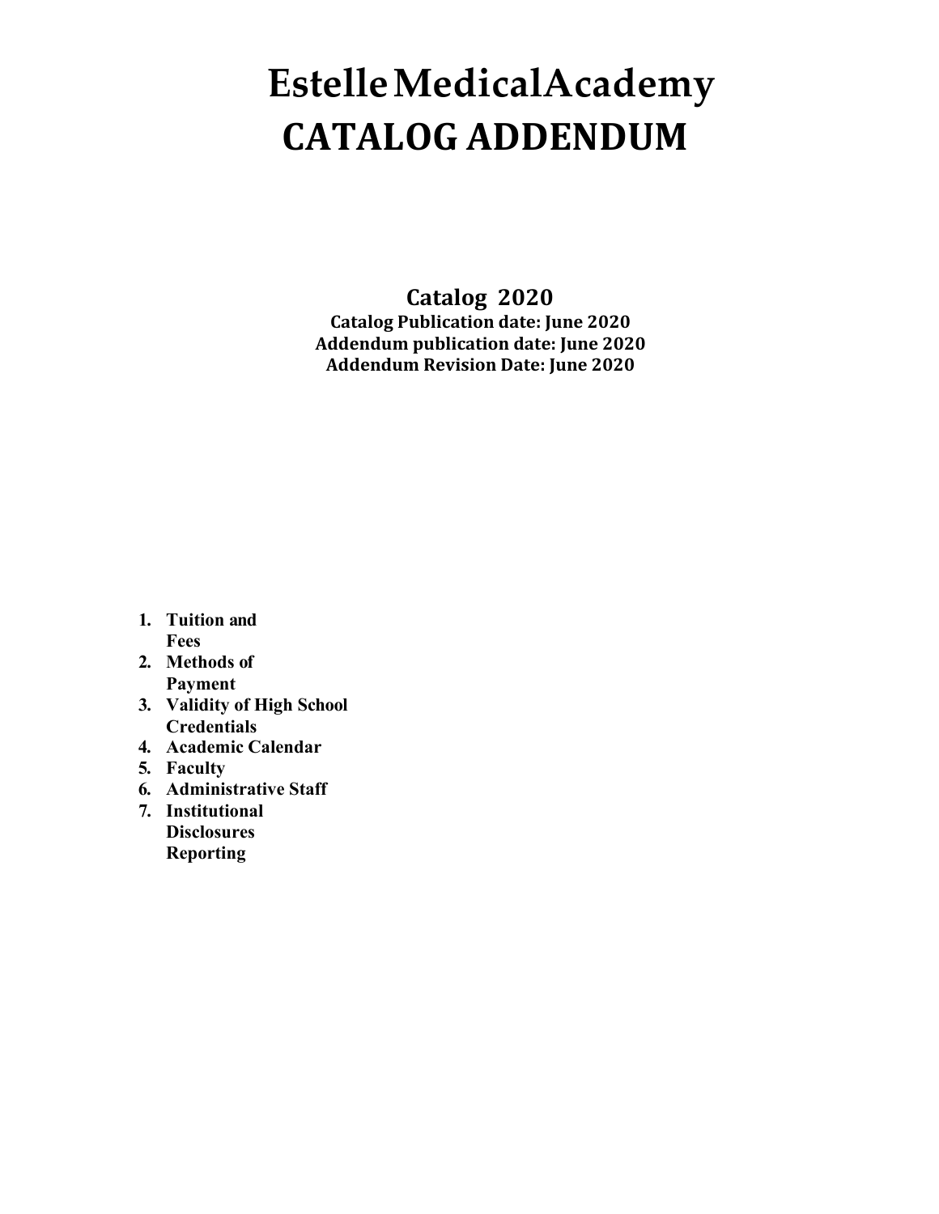# Estelle Medical Academy
# CATALOG ADDENDUM

**Catalog 2020**
**Catalog Publication date: June 2020**
**Addendum publication date: June 2020**
**Addendum Revision Date: June 2020**

1. **Tuition and Fees**
2. **Methods of Payment**
3. **Validity of High School Credentials**
4. **Academic Calendar**
5. **Faculty**
6. **Administrative Staff**
7. **Institutional Disclosures Reporting**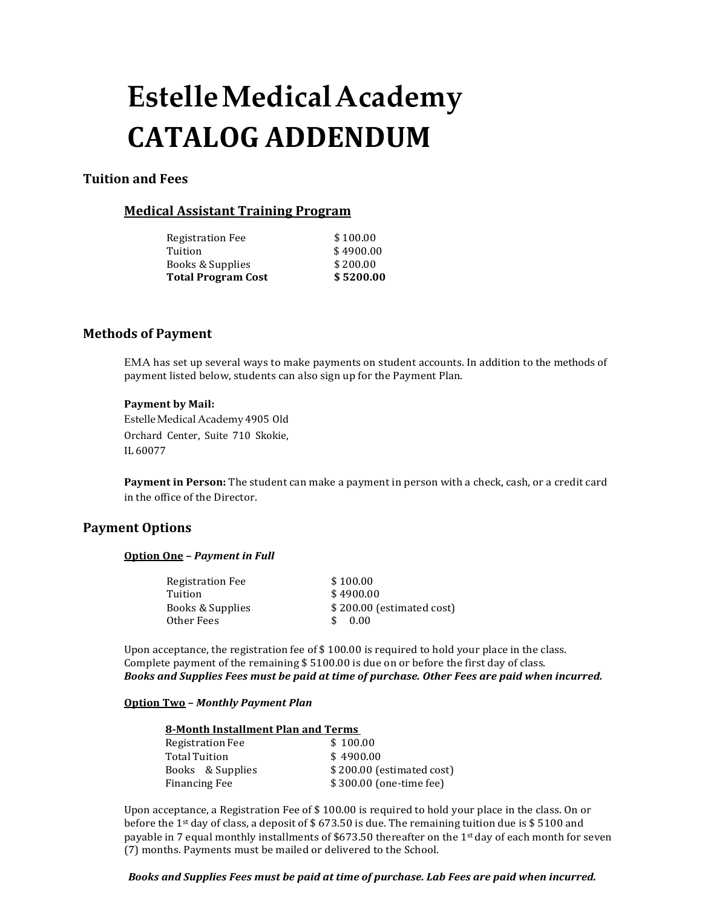# Estelle Medical Academy
# CATALOG ADDENDUM

## Tuition and Fees

### Medical Assistant Training Program

| | |
|---|---|
| Registration Fee | $ 100.00 |
| Tuition | $ 4900.00 |
| Books & Supplies | $ 200.00 |
| **Total Program Cost** | **$ 5200.00** |

## Methods of Payment

EMA has set up several ways to make payments on student accounts. In addition to the methods of payment listed below, students can also sign up for the Payment Plan.

**Payment by Mail:**
Estelle Medical Academy 4905 Old Orchard Center, Suite 710 Skokie, IL 60077

**Payment in Person:** The student can make a payment in person with a check, cash, or a credit card in the office of the Director.

## Payment Options

**Option One** – ***Payment in Full***

| | |
|---|---|
| Registration Fee | $ 100.00 |
| Tuition | $ 4900.00 |
| Books & Supplies | $ 200.00 (estimated cost) |
| Other Fees | $ 0.00 |

Upon acceptance, the registration fee of $ 100.00 is required to hold your place in the class. Complete payment of the remaining $ 5100.00 is due on or before the first day of class.
***Books and Supplies Fees must be paid at time of purchase. Other Fees are paid when incurred.***

**Option Two** – ***Monthly Payment Plan***

**8-Month Installment Plan and Terms**

| | |
|---|---|
| Registration Fee | $ 100.00 |
| Total Tuition | $ 4900.00 |
| Books & Supplies | $ 200.00 (estimated cost) |
| Financing Fee | $ 300.00 (one-time fee) |

Upon acceptance, a Registration Fee of $ 100.00 is required to hold your place in the class. On or before the 1st day of class, a deposit of $ 673.50 is due. The remaining tuition due is $ 5100 and payable in 7 equal monthly installments of $673.50 thereafter on the 1st day of each month for seven (7) months. Payments must be mailed or delivered to the School.

***Books and Supplies Fees must be paid at time of purchase. Lab Fees are paid when incurred.***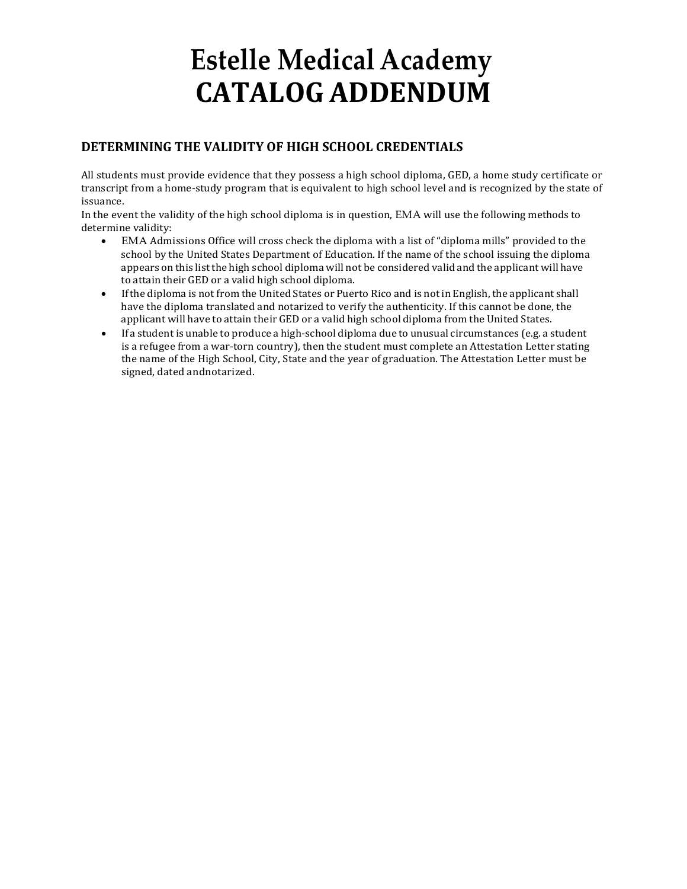# Estelle Medical Academy
# CATALOG ADDENDUM

## DETERMINING THE VALIDITY OF HIGH SCHOOL CREDENTIALS

All students must provide evidence that they possess a high school diploma, GED, a home study certificate or transcript from a home-study program that is equivalent to high school level and is recognized by the state of issuance.

In the event the validity of the high school diploma is in question, EMA will use the following methods to determine validity:

- EMA Admissions Office will cross check the diploma with a list of "diploma mills" provided to the school by the United States Department of Education. If the name of the school issuing the diploma appears on this list the high school diploma will not be considered valid and the applicant will have to attain their GED or a valid high school diploma.
- If the diploma is not from the United States or Puerto Rico and is not in English, the applicant shall have the diploma translated and notarized to verify the authenticity. If this cannot be done, the applicant will have to attain their GED or a valid high school diploma from the United States.
- If a student is unable to produce a high-school diploma due to unusual circumstances (e.g. a student is a refugee from a war-torn country), then the student must complete an Attestation Letter stating the name of the High School, City, State and the year of graduation. The Attestation Letter must be signed, dated andnotarized.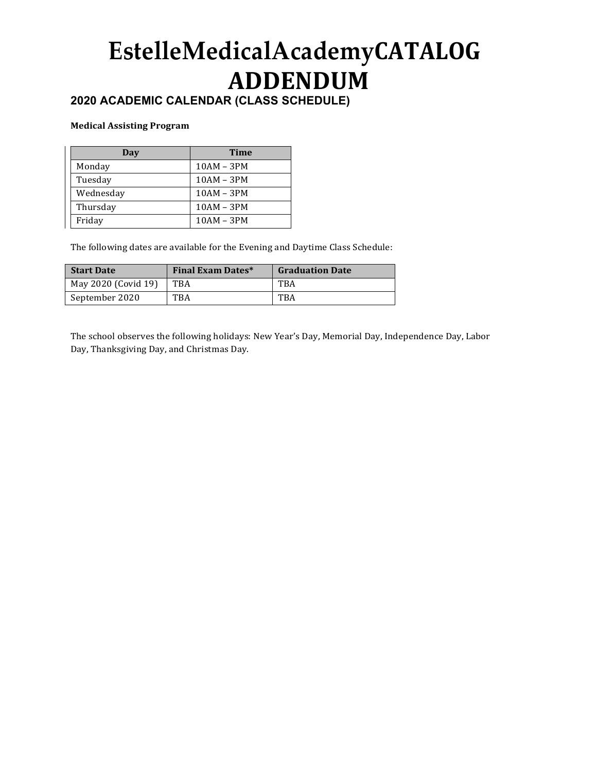# EstelleMedicalAcademyCATALOG ADDENDUM

## 2020 ACADEMIC CALENDAR (CLASS SCHEDULE)

**Medical Assisting Program**

| Day | Time |
|---|---|
| Monday | 10AM – 3PM |
| Tuesday | 10AM – 3PM |
| Wednesday | 10AM – 3PM |
| Thursday | 10AM – 3PM |
| Friday | 10AM – 3PM |

The following dates are available for the Evening and Daytime Class Schedule:

| Start Date | Final Exam Dates* | Graduation Date |
|---|---|---|
| May 2020 (Covid 19) | TBA | TBA |
| September 2020 | TBA | TBA |

The school observes the following holidays: New Year's Day, Memorial Day, Independence Day, Labor Day, Thanksgiving Day, and Christmas Day.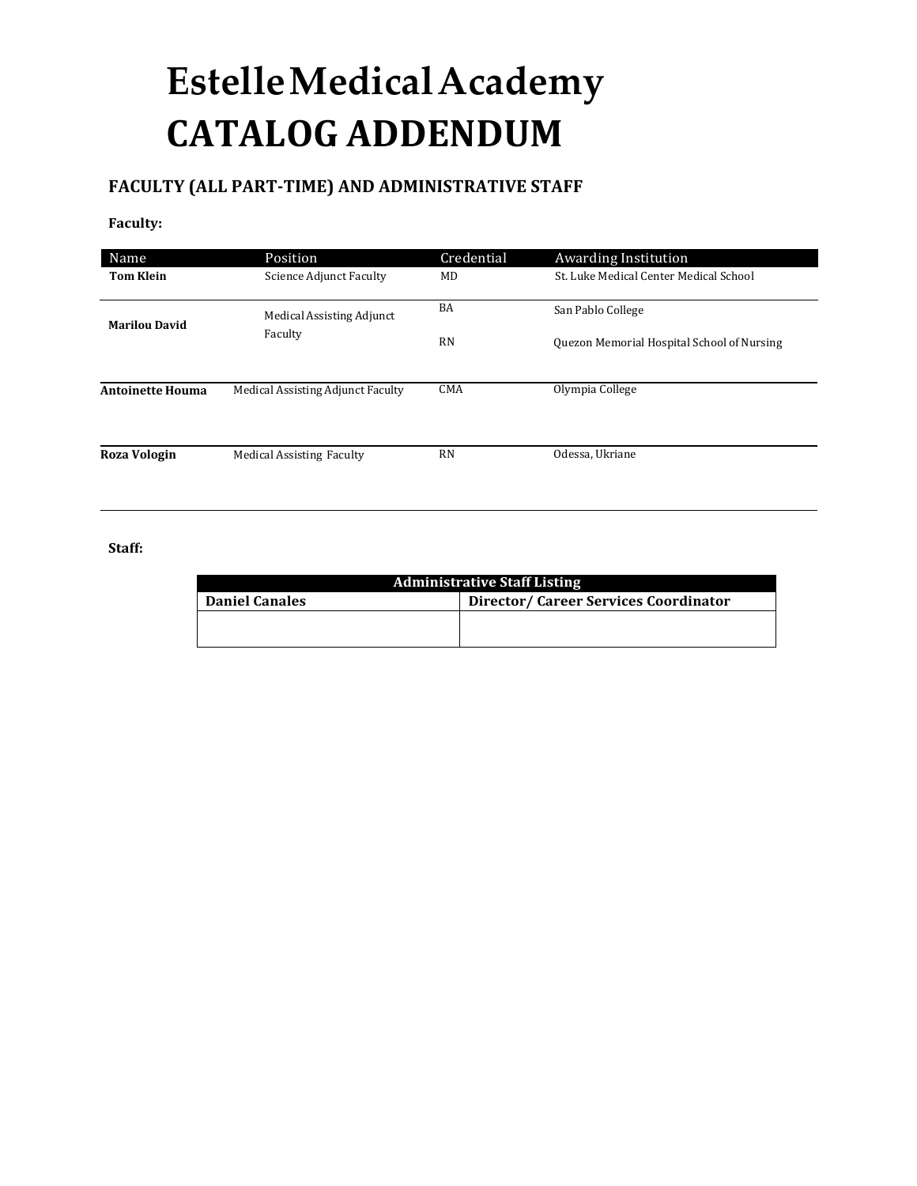# Estelle Medical Academy CATALOG ADDENDUM

## FACULTY (ALL PART-TIME) AND ADMINISTRATIVE STAFF

**Faculty:**

| Name | Position | Credential | Awarding Institution |
|---|---|---|---|
| **Tom Klein** | Science Adjunct Faculty | MD | St. Luke Medical Center Medical School |
| **Marilou David** | Medical Assisting Adjunct Faculty | BA | San Pablo College |
| | | RN | Quezon Memorial Hospital School of Nursing |
| **Antoinette Houma** | Medical Assisting Adjunct Faculty | CMA | Olympia College |
| **Roza Vologin** | Medical Assisting Faculty | RN | Odessa, Ukriane |

**Staff:**

| Administrative Staff Listing | |
|---|---|
| **Daniel Canales** | **Director/ Career Services Coordinator** |
| | |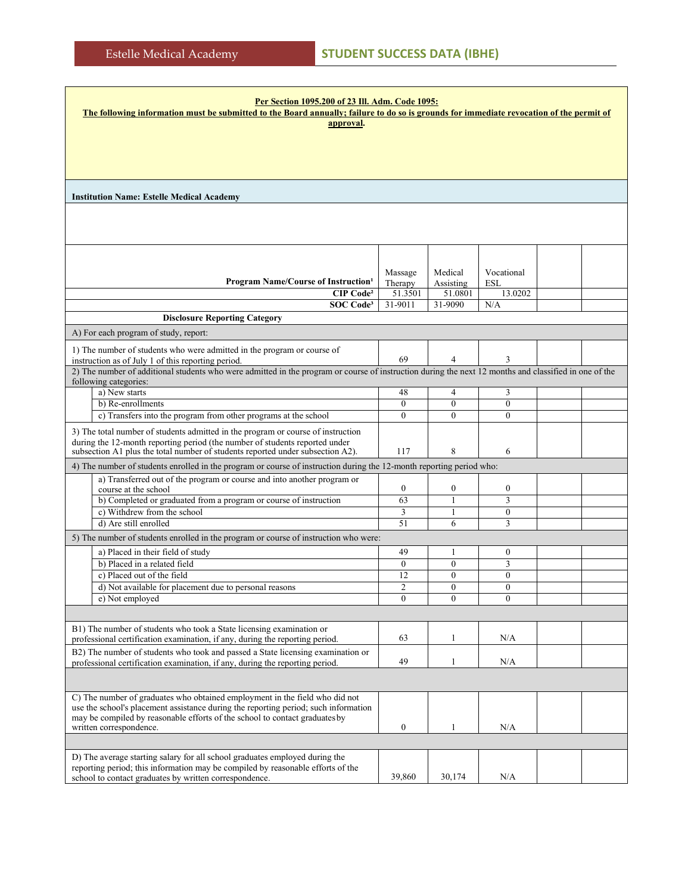Estelle Medical Academy | **STUDENT SUCCESS DATA (IBHE)**

**Per Section 1095.200 of 23 Ill. Adm. Code 1095:**
**The following information must be submitted to the Board annually; failure to do so is grounds for immediate revocation of the permit of approval.**

**Institution Name: Estelle Medical Academy**

| | | Massage Therapy | Medical Assisting | Vocational ESL | | |
|---|---|---|---|---|---|---|
| **Program Name/Course of Instruction[1]** | | Massage Therapy | Medical Assisting | Vocational ESL | | |
| **CIP Code[2]** | | 51.3501 | 51.0801 | 13.0202 | | |
| **SOC Code[3]** | | 31-9011 | 31-9090 | N/A | | |
| **Disclosure Reporting Category** | | | | | | |
| A) For each program of study, report: | | | | | | |
| 1) The number of students who were admitted in the program or course of instruction as of July 1 of this reporting period. | | 69 | 4 | 3 | | |
| 2) The number of additional students who were admitted in the program or course of instruction during the next 12 months and classified in one of the following categories: | | | | | | |
| | a) New starts | 48 | 4 | 3 | | |
| | b) Re-enrollments | 0 | 0 | 0 | | |
| | c) Transfers into the program from other programs at the school | 0 | 0 | 0 | | |
| 3) The total number of students admitted in the program or course of instruction during the 12-month reporting period (the number of students reported under subsection A1 plus the total number of students reported under subsection A2). | | 117 | 8 | 6 | | |
| 4) The number of students enrolled in the program or course of instruction during the 12-month reporting period who: | | | | | | |
| | a) Transferred out of the program or course and into another program or course at the school | 0 | 0 | 0 | | |
| | b) Completed or graduated from a program or course of instruction | 63 | 1 | 3 | | |
| | c) Withdrew from the school | 3 | 1 | 0 | | |
| | d) Are still enrolled | 51 | 6 | 3 | | |
| 5) The number of students enrolled in the program or course of instruction who were: | | | | | | |
| | a) Placed in their field of study | 49 | 1 | 0 | | |
| | b) Placed in a related field | 0 | 0 | 3 | | |
| | c) Placed out of the field | 12 | 0 | 0 | | |
| | d) Not available for placement due to personal reasons | 2 | 0 | 0 | | |
| | e) Not employed | 0 | 0 | 0 | | |
| B1) The number of students who took a State licensing examination or professional certification examination, if any, during the reporting period. | | 63 | 1 | N/A | | |
| B2) The number of students who took and passed a State licensing examination or professional certification examination, if any, during the reporting period. | | 49 | 1 | N/A | | |
| C) The number of graduates who obtained employment in the field who did not use the school's placement assistance during the reporting period; such information may be compiled by reasonable efforts of the school to contact graduates by written correspondence. | | 0 | 1 | N/A | | |
| D) The average starting salary for all school graduates employed during the reporting period; this information may be compiled by reasonable efforts of the school to contact graduates by written correspondence. | | 39,860 | 30,174 | N/A | | |